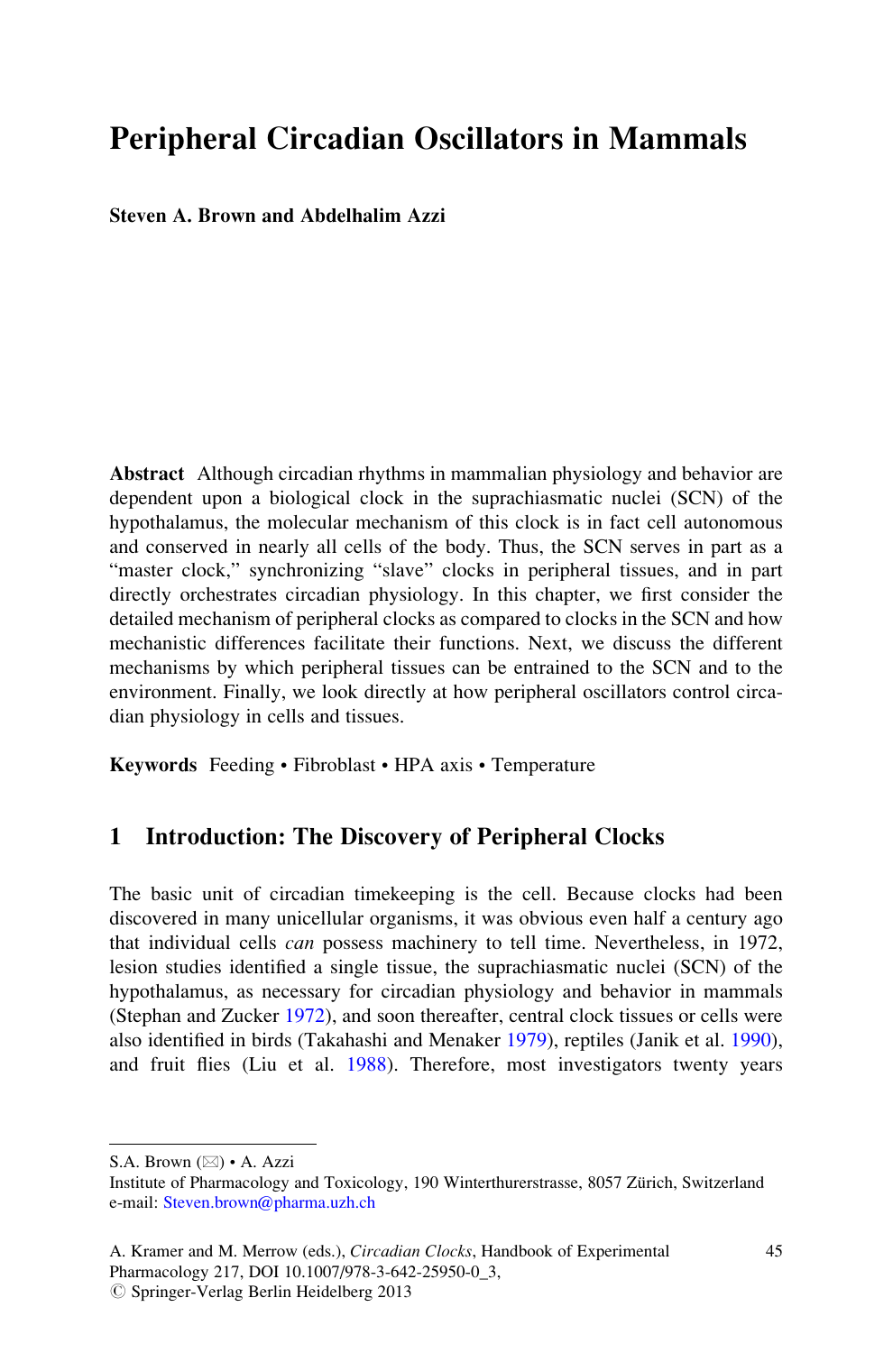# Peripheral Circadian Oscillators in Mammals

**Steven A. Brown and Abdelhalim Azzi**

**Abstract** Although circadian rhythms in mammalian physiology and behavior are dependent upon a biological clock in the suprachiasmatic nuclei (SCN) of the hypothalamus, the molecular mechanism of this clock is in fact cell autonomous and conserved in nearly all cells of the body. Thus, the SCN serves in part as a "master clock," synchronizing "slave" clocks in peripheral tissues, and in part directly orchestrates circadian physiology. In this chapter, we first consider the detailed mechanism of peripheral clocks as compared to clocks in the SCN and how mechanistic differences facilitate their functions. Next, we discuss the different mechanisms by which peripheral tissues can be entrained to the SCN and to the environment. Finally, we look directly at how peripheral oscillators control circadian physiology in cells and tissues.

**Keywords** Feeding • Fibroblast • HPA axis • Temperature

## 1 Introduction: The Discovery of Peripheral Clocks

The basic unit of circadian timekeeping is the cell. Because clocks had been discovered in many unicellular organisms, it was obvious even half a century ago that individual cells *can* possess machinery to tell time. Nevertheless, in 1972, lesion studies identified a single tissue, the suprachiasmatic nuclei (SCN) of the hypothalamus, as necessary for circadian physiology and behavior in mammals (Stephan and Zucker 1972), and soon thereafter, central clock tissues or cells were also identified in birds (Takahashi and Menaker 1979), reptiles (Janik et al. 1990), and fruit flies (Liu et al. 1988). Therefore, most investigators twenty years

---

S.A. Brown (✉) • A. Azzi
Institute of Pharmacology and Toxicology, 190 Winterthurerstrasse, 8057 Zürich, Switzerland
e-mail: Steven.brown@pharma.uzh.ch

A. Kramer and M. Merrow (eds.), *Circadian Clocks*, Handbook of Experimental Pharmacology 217, DOI 10.1007/978-3-642-25950-0_3,
© Springer-Verlag Berlin Heidelberg 2013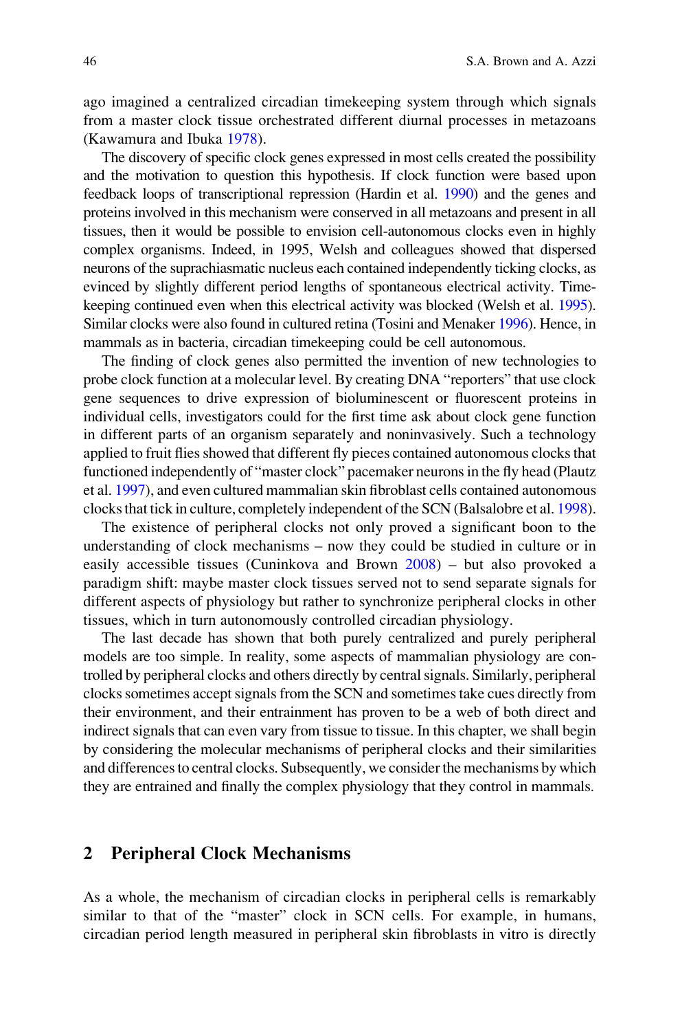ago imagined a centralized circadian timekeeping system through which signals from a master clock tissue orchestrated different diurnal processes in metazoans (Kawamura and Ibuka 1978).

The discovery of specific clock genes expressed in most cells created the possibility and the motivation to question this hypothesis. If clock function were based upon feedback loops of transcriptional repression (Hardin et al. 1990) and the genes and proteins involved in this mechanism were conserved in all metazoans and present in all tissues, then it would be possible to envision cell-autonomous clocks even in highly complex organisms. Indeed, in 1995, Welsh and colleagues showed that dispersed neurons of the suprachiasmatic nucleus each contained independently ticking clocks, as evinced by slightly different period lengths of spontaneous electrical activity. Timekeeping continued even when this electrical activity was blocked (Welsh et al. 1995). Similar clocks were also found in cultured retina (Tosini and Menaker 1996). Hence, in mammals as in bacteria, circadian timekeeping could be cell autonomous.

The finding of clock genes also permitted the invention of new technologies to probe clock function at a molecular level. By creating DNA "reporters" that use clock gene sequences to drive expression of bioluminescent or fluorescent proteins in individual cells, investigators could for the first time ask about clock gene function in different parts of an organism separately and noninvasively. Such a technology applied to fruit flies showed that different fly pieces contained autonomous clocks that functioned independently of "master clock" pacemaker neurons in the fly head (Plautz et al. 1997), and even cultured mammalian skin fibroblast cells contained autonomous clocks that tick in culture, completely independent of the SCN (Balsalobre et al. 1998).

The existence of peripheral clocks not only proved a significant boon to the understanding of clock mechanisms – now they could be studied in culture or in easily accessible tissues (Cuninkova and Brown 2008) – but also provoked a paradigm shift: maybe master clock tissues served not to send separate signals for different aspects of physiology but rather to synchronize peripheral clocks in other tissues, which in turn autonomously controlled circadian physiology.

The last decade has shown that both purely centralized and purely peripheral models are too simple. In reality, some aspects of mammalian physiology are controlled by peripheral clocks and others directly by central signals. Similarly, peripheral clocks sometimes accept signals from the SCN and sometimes take cues directly from their environment, and their entrainment has proven to be a web of both direct and indirect signals that can even vary from tissue to tissue. In this chapter, we shall begin by considering the molecular mechanisms of peripheral clocks and their similarities and differences to central clocks. Subsequently, we consider the mechanisms by which they are entrained and finally the complex physiology that they control in mammals.

## 2 Peripheral Clock Mechanisms

As a whole, the mechanism of circadian clocks in peripheral cells is remarkably similar to that of the "master" clock in SCN cells. For example, in humans, circadian period length measured in peripheral skin fibroblasts in vitro is directly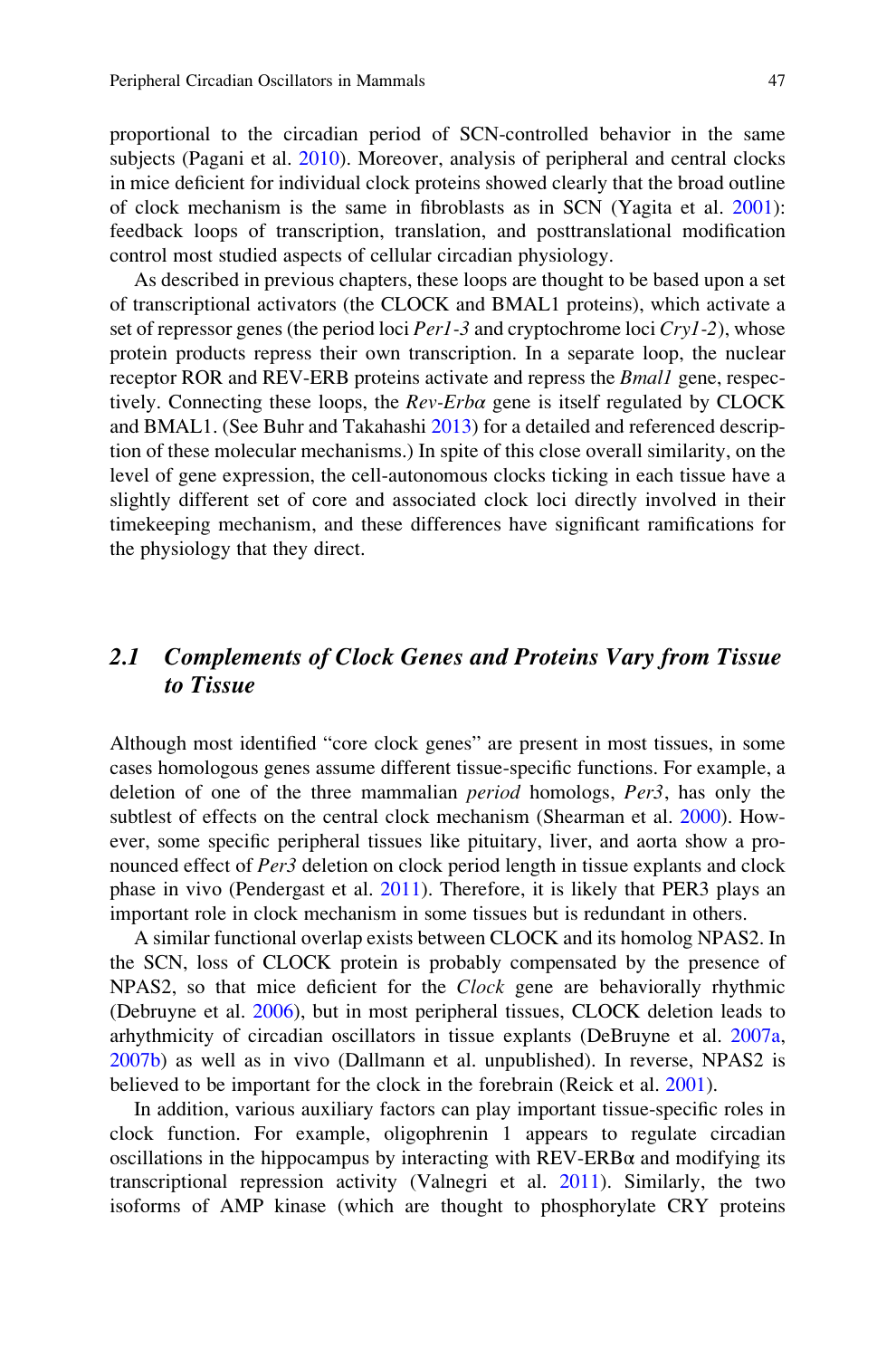proportional to the circadian period of SCN-controlled behavior in the same subjects (Pagani et al. 2010). Moreover, analysis of peripheral and central clocks in mice deficient for individual clock proteins showed clearly that the broad outline of clock mechanism is the same in fibroblasts as in SCN (Yagita et al. 2001): feedback loops of transcription, translation, and posttranslational modification control most studied aspects of cellular circadian physiology.

As described in previous chapters, these loops are thought to be based upon a set of transcriptional activators (the CLOCK and BMAL1 proteins), which activate a set of repressor genes (the period loci *Per1-3* and cryptochrome loci *Cry1-2*), whose protein products repress their own transcription. In a separate loop, the nuclear receptor ROR and REV-ERB proteins activate and repress the *Bmal1* gene, respectively. Connecting these loops, the *Rev-Erbα* gene is itself regulated by CLOCK and BMAL1. (See Buhr and Takahashi 2013) for a detailed and referenced description of these molecular mechanisms.) In spite of this close overall similarity, on the level of gene expression, the cell-autonomous clocks ticking in each tissue have a slightly different set of core and associated clock loci directly involved in their timekeeping mechanism, and these differences have significant ramifications for the physiology that they direct.

## 2.1 Complements of Clock Genes and Proteins Vary from Tissue to Tissue

Although most identified "core clock genes" are present in most tissues, in some cases homologous genes assume different tissue-specific functions. For example, a deletion of one of the three mammalian *period* homologs, *Per3*, has only the subtlest of effects on the central clock mechanism (Shearman et al. 2000). However, some specific peripheral tissues like pituitary, liver, and aorta show a pronounced effect of *Per3* deletion on clock period length in tissue explants and clock phase in vivo (Pendergast et al. 2011). Therefore, it is likely that PER3 plays an important role in clock mechanism in some tissues but is redundant in others.

A similar functional overlap exists between CLOCK and its homolog NPAS2. In the SCN, loss of CLOCK protein is probably compensated by the presence of NPAS2, so that mice deficient for the *Clock* gene are behaviorally rhythmic (Debruyne et al. 2006), but in most peripheral tissues, CLOCK deletion leads to arhythmicity of circadian oscillators in tissue explants (DeBruyne et al. 2007a, 2007b) as well as in vivo (Dallmann et al. unpublished). In reverse, NPAS2 is believed to be important for the clock in the forebrain (Reick et al. 2001).

In addition, various auxiliary factors can play important tissue-specific roles in clock function. For example, oligophrenin 1 appears to regulate circadian oscillations in the hippocampus by interacting with REV-ERBα and modifying its transcriptional repression activity (Valnegri et al. 2011). Similarly, the two isoforms of AMP kinase (which are thought to phosphorylate CRY proteins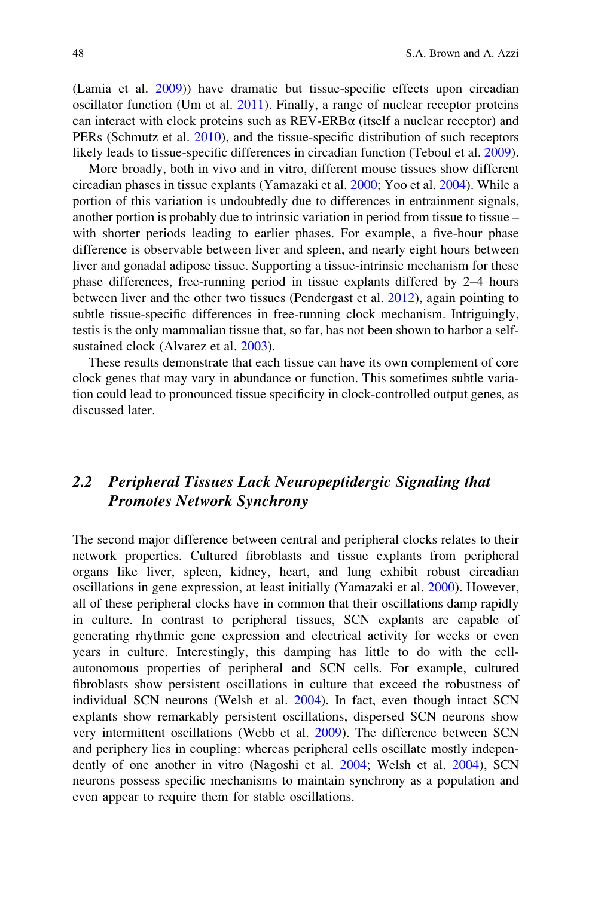(Lamia et al. 2009)) have dramatic but tissue-specific effects upon circadian oscillator function (Um et al. 2011). Finally, a range of nuclear receptor proteins can interact with clock proteins such as REV-ERBα (itself a nuclear receptor) and PERs (Schmutz et al. 2010), and the tissue-specific distribution of such receptors likely leads to tissue-specific differences in circadian function (Teboul et al. 2009).

More broadly, both in vivo and in vitro, different mouse tissues show different circadian phases in tissue explants (Yamazaki et al. 2000; Yoo et al. 2004). While a portion of this variation is undoubtedly due to differences in entrainment signals, another portion is probably due to intrinsic variation in period from tissue to tissue – with shorter periods leading to earlier phases. For example, a five-hour phase difference is observable between liver and spleen, and nearly eight hours between liver and gonadal adipose tissue. Supporting a tissue-intrinsic mechanism for these phase differences, free-running period in tissue explants differed by 2–4 hours between liver and the other two tissues (Pendergast et al. 2012), again pointing to subtle tissue-specific differences in free-running clock mechanism. Intriguingly, testis is the only mammalian tissue that, so far, has not been shown to harbor a self-sustained clock (Alvarez et al. 2003).

These results demonstrate that each tissue can have its own complement of core clock genes that may vary in abundance or function. This sometimes subtle variation could lead to pronounced tissue specificity in clock-controlled output genes, as discussed later.

## 2.2 *Peripheral Tissues Lack Neuropeptidergic Signaling that Promotes Network Synchrony*

The second major difference between central and peripheral clocks relates to their network properties. Cultured fibroblasts and tissue explants from peripheral organs like liver, spleen, kidney, heart, and lung exhibit robust circadian oscillations in gene expression, at least initially (Yamazaki et al. 2000). However, all of these peripheral clocks have in common that their oscillations damp rapidly in culture. In contrast to peripheral tissues, SCN explants are capable of generating rhythmic gene expression and electrical activity for weeks or even years in culture. Interestingly, this damping has little to do with the cell-autonomous properties of peripheral and SCN cells. For example, cultured fibroblasts show persistent oscillations in culture that exceed the robustness of individual SCN neurons (Welsh et al. 2004). In fact, even though intact SCN explants show remarkably persistent oscillations, dispersed SCN neurons show very intermittent oscillations (Webb et al. 2009). The difference between SCN and periphery lies in coupling: whereas peripheral cells oscillate mostly independently of one another in vitro (Nagoshi et al. 2004; Welsh et al. 2004), SCN neurons possess specific mechanisms to maintain synchrony as a population and even appear to require them for stable oscillations.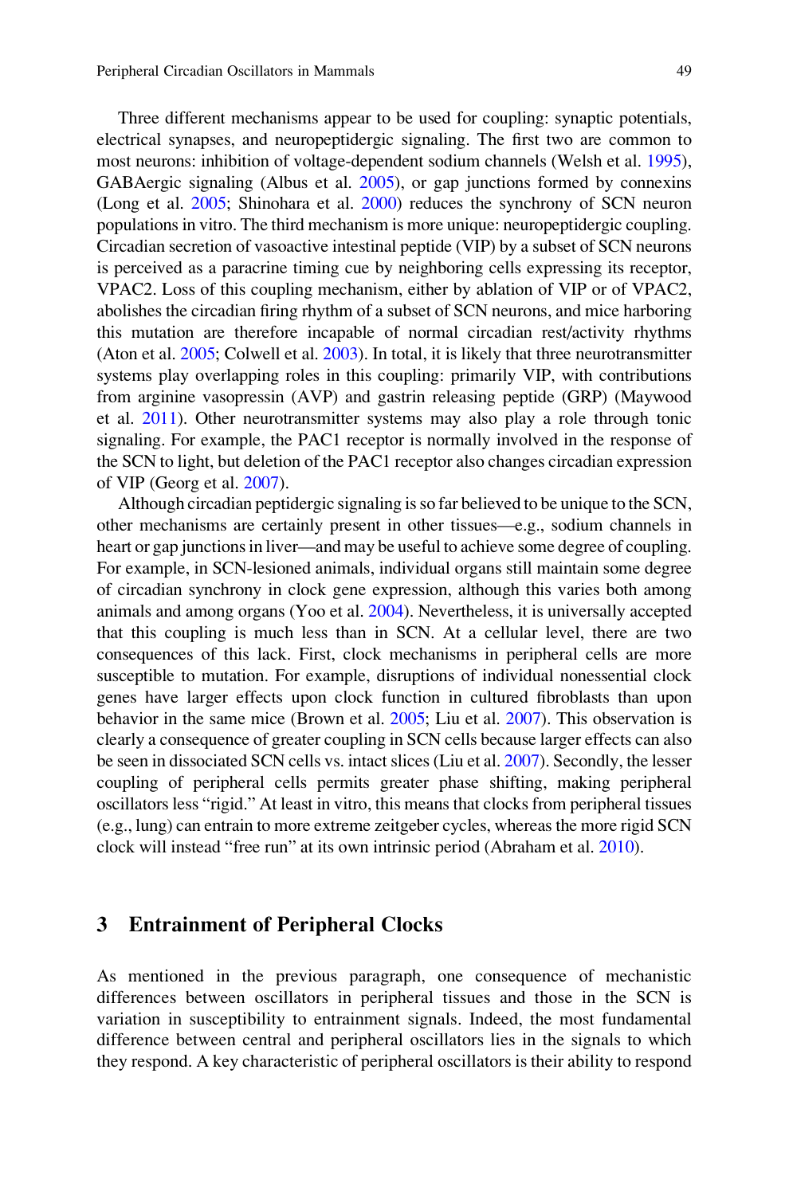Three different mechanisms appear to be used for coupling: synaptic potentials, electrical synapses, and neuropeptidergic signaling. The first two are common to most neurons: inhibition of voltage-dependent sodium channels (Welsh et al. 1995), GABAergic signaling (Albus et al. 2005), or gap junctions formed by connexins (Long et al. 2005; Shinohara et al. 2000) reduces the synchrony of SCN neuron populations in vitro. The third mechanism is more unique: neuropeptidergic coupling. Circadian secretion of vasoactive intestinal peptide (VIP) by a subset of SCN neurons is perceived as a paracrine timing cue by neighboring cells expressing its receptor, VPAC2. Loss of this coupling mechanism, either by ablation of VIP or of VPAC2, abolishes the circadian firing rhythm of a subset of SCN neurons, and mice harboring this mutation are therefore incapable of normal circadian rest/activity rhythms (Aton et al. 2005; Colwell et al. 2003). In total, it is likely that three neurotransmitter systems play overlapping roles in this coupling: primarily VIP, with contributions from arginine vasopressin (AVP) and gastrin releasing peptide (GRP) (Maywood et al. 2011). Other neurotransmitter systems may also play a role through tonic signaling. For example, the PAC1 receptor is normally involved in the response of the SCN to light, but deletion of the PAC1 receptor also changes circadian expression of VIP (Georg et al. 2007).

Although circadian peptidergic signaling is so far believed to be unique to the SCN, other mechanisms are certainly present in other tissues—e.g., sodium channels in heart or gap junctions in liver—and may be useful to achieve some degree of coupling. For example, in SCN-lesioned animals, individual organs still maintain some degree of circadian synchrony in clock gene expression, although this varies both among animals and among organs (Yoo et al. 2004). Nevertheless, it is universally accepted that this coupling is much less than in SCN. At a cellular level, there are two consequences of this lack. First, clock mechanisms in peripheral cells are more susceptible to mutation. For example, disruptions of individual nonessential clock genes have larger effects upon clock function in cultured fibroblasts than upon behavior in the same mice (Brown et al. 2005; Liu et al. 2007). This observation is clearly a consequence of greater coupling in SCN cells because larger effects can also be seen in dissociated SCN cells vs. intact slices (Liu et al. 2007). Secondly, the lesser coupling of peripheral cells permits greater phase shifting, making peripheral oscillators less "rigid." At least in vitro, this means that clocks from peripheral tissues (e.g., lung) can entrain to more extreme zeitgeber cycles, whereas the more rigid SCN clock will instead "free run" at its own intrinsic period (Abraham et al. 2010).

## 3 Entrainment of Peripheral Clocks

As mentioned in the previous paragraph, one consequence of mechanistic differences between oscillators in peripheral tissues and those in the SCN is variation in susceptibility to entrainment signals. Indeed, the most fundamental difference between central and peripheral oscillators lies in the signals to which they respond. A key characteristic of peripheral oscillators is their ability to respond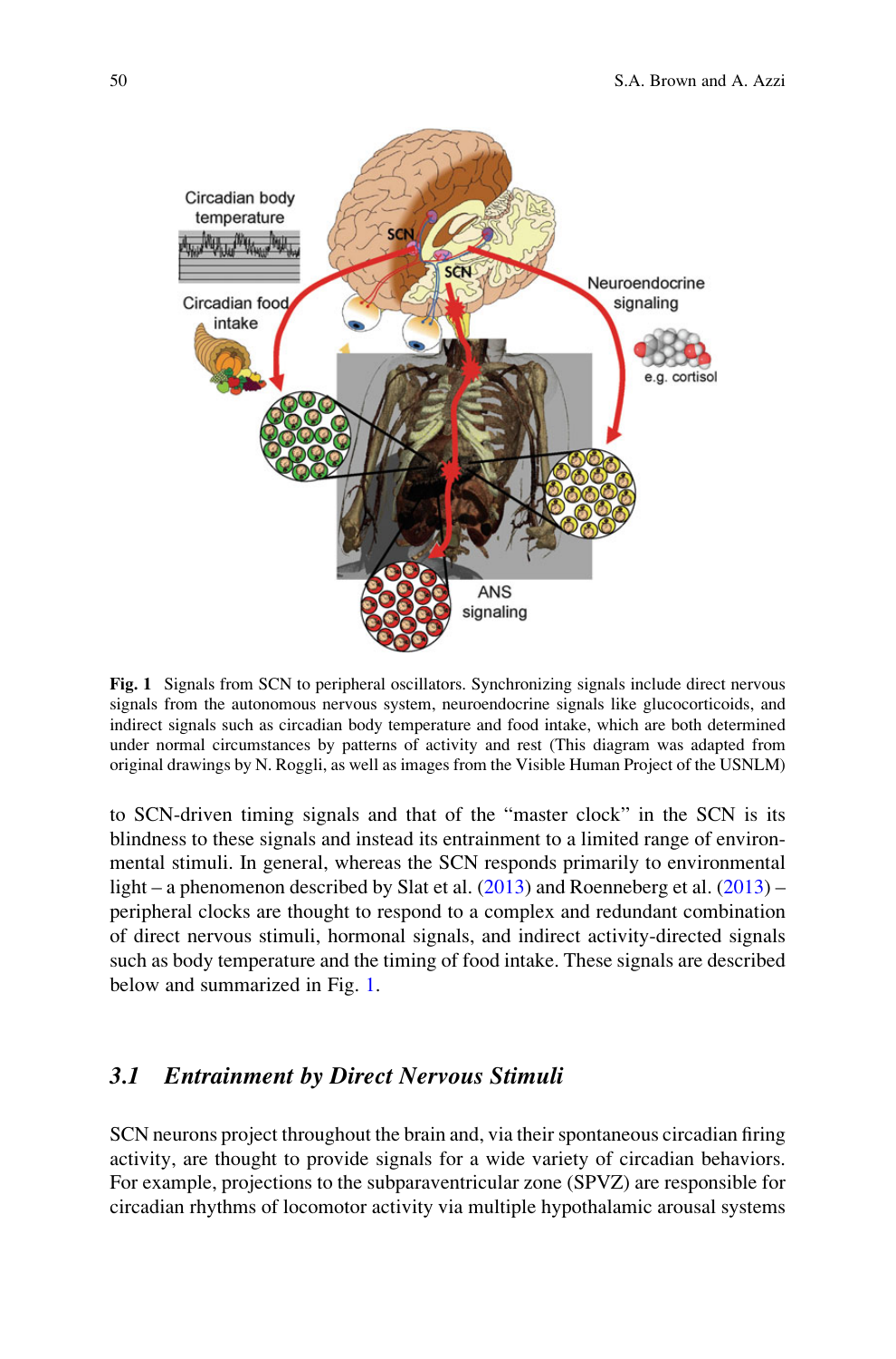Fig. 1 Signals from SCN to peripheral oscillators. Synchronizing signals include direct nervous signals from the autonomous nervous system, neuroendocrine signals like glucocorticoids, and indirect signals such as circadian body temperature and food intake, which are both determined under normal circumstances by patterns of activity and rest (This diagram was adapted from original drawings by N. Roggli, as well as images from the Visible Human Project of the USNLM)

to SCN-driven timing signals and that of the "master clock" in the SCN is its blindness to these signals and instead its entrainment to a limited range of environmental stimuli. In general, whereas the SCN responds primarily to environmental light – a phenomenon described by Slat et al. (2013) and Roenneberg et al. (2013) – peripheral clocks are thought to respond to a complex and redundant combination of direct nervous stimuli, hormonal signals, and indirect activity-directed signals such as body temperature and the timing of food intake. These signals are described below and summarized in Fig. 1.

## 3.1 *Entrainment by Direct Nervous Stimuli*

SCN neurons project throughout the brain and, via their spontaneous circadian firing activity, are thought to provide signals for a wide variety of circadian behaviors. For example, projections to the subparaventricular zone (SPVZ) are responsible for circadian rhythms of locomotor activity via multiple hypothalamic arousal systems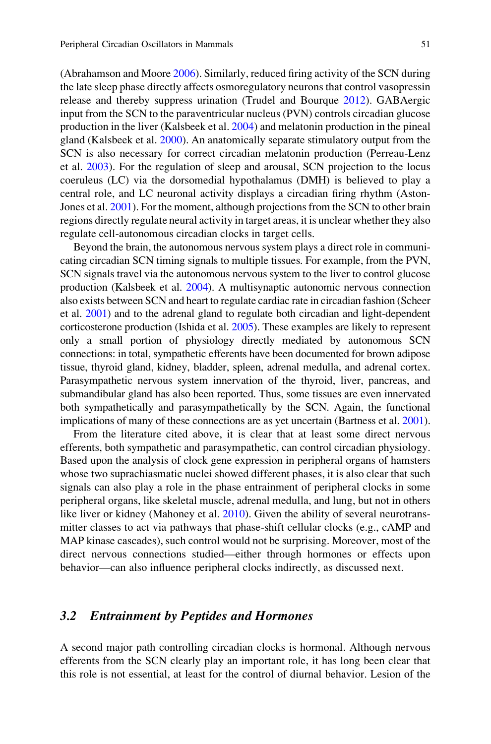(Abrahamson and Moore 2006). Similarly, reduced firing activity of the SCN during the late sleep phase directly affects osmoregulatory neurons that control vasopressin release and thereby suppress urination (Trudel and Bourque 2012). GABAergic input from the SCN to the paraventricular nucleus (PVN) controls circadian glucose production in the liver (Kalsbeek et al. 2004) and melatonin production in the pineal gland (Kalsbeek et al. 2000). An anatomically separate stimulatory output from the SCN is also necessary for correct circadian melatonin production (Perreau-Lenz et al. 2003). For the regulation of sleep and arousal, SCN projection to the locus coeruleus (LC) via the dorsomedial hypothalamus (DMH) is believed to play a central role, and LC neuronal activity displays a circadian firing rhythm (Aston-Jones et al. 2001). For the moment, although projections from the SCN to other brain regions directly regulate neural activity in target areas, it is unclear whether they also regulate cell-autonomous circadian clocks in target cells.

Beyond the brain, the autonomous nervous system plays a direct role in communicating circadian SCN timing signals to multiple tissues. For example, from the PVN, SCN signals travel via the autonomous nervous system to the liver to control glucose production (Kalsbeek et al. 2004). A multisynaptic autonomic nervous connection also exists between SCN and heart to regulate cardiac rate in circadian fashion (Scheer et al. 2001) and to the adrenal gland to regulate both circadian and light-dependent corticosterone production (Ishida et al. 2005). These examples are likely to represent only a small portion of physiology directly mediated by autonomous SCN connections: in total, sympathetic efferents have been documented for brown adipose tissue, thyroid gland, kidney, bladder, spleen, adrenal medulla, and adrenal cortex. Parasympathetic nervous system innervation of the thyroid, liver, pancreas, and submandibular gland has also been reported. Thus, some tissues are even innervated both sympathetically and parasympathetically by the SCN. Again, the functional implications of many of these connections are as yet uncertain (Bartness et al. 2001).

From the literature cited above, it is clear that at least some direct nervous efferents, both sympathetic and parasympathetic, can control circadian physiology. Based upon the analysis of clock gene expression in peripheral organs of hamsters whose two suprachiasmatic nuclei showed different phases, it is also clear that such signals can also play a role in the phase entrainment of peripheral clocks in some peripheral organs, like skeletal muscle, adrenal medulla, and lung, but not in others like liver or kidney (Mahoney et al. 2010). Given the ability of several neurotransmitter classes to act via pathways that phase-shift cellular clocks (e.g., cAMP and MAP kinase cascades), such control would not be surprising. Moreover, most of the direct nervous connections studied—either through hormones or effects upon behavior—can also influence peripheral clocks indirectly, as discussed next.

### *3.2 Entrainment by Peptides and Hormones*

A second major path controlling circadian clocks is hormonal. Although nervous efferents from the SCN clearly play an important role, it has long been clear that this role is not essential, at least for the control of diurnal behavior. Lesion of the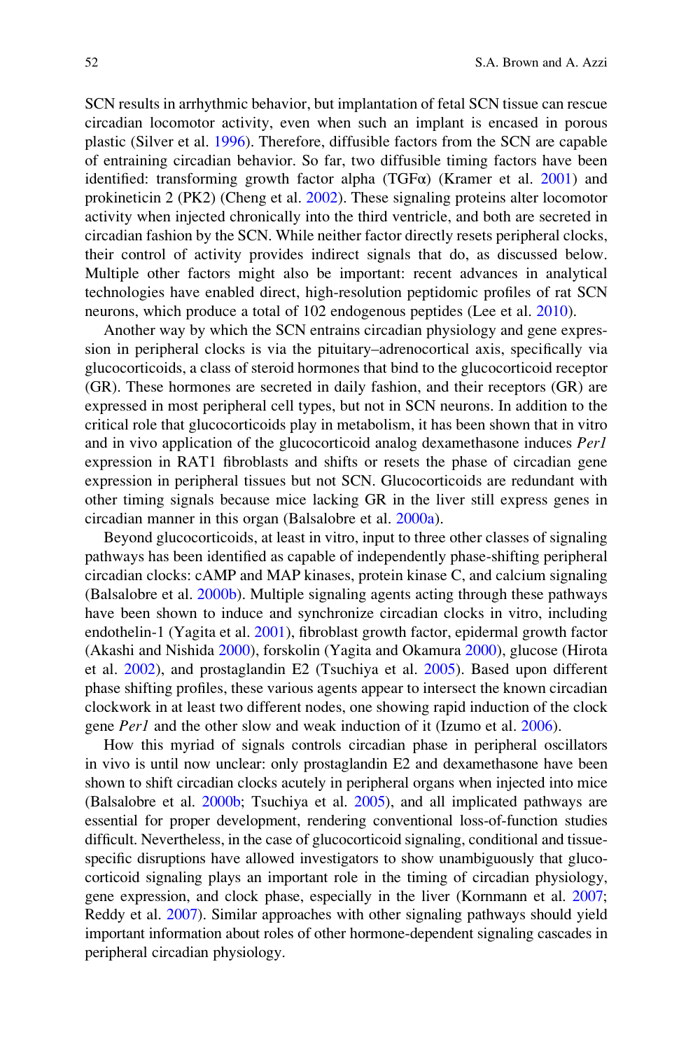SCN results in arrhythmic behavior, but implantation of fetal SCN tissue can rescue circadian locomotor activity, even when such an implant is encased in porous plastic (Silver et al. 1996). Therefore, diffusible factors from the SCN are capable of entraining circadian behavior. So far, two diffusible timing factors have been identified: transforming growth factor alpha (TGFα) (Kramer et al. 2001) and prokineticin 2 (PK2) (Cheng et al. 2002). These signaling proteins alter locomotor activity when injected chronically into the third ventricle, and both are secreted in circadian fashion by the SCN. While neither factor directly resets peripheral clocks, their control of activity provides indirect signals that do, as discussed below. Multiple other factors might also be important: recent advances in analytical technologies have enabled direct, high-resolution peptidomic profiles of rat SCN neurons, which produce a total of 102 endogenous peptides (Lee et al. 2010).

Another way by which the SCN entrains circadian physiology and gene expression in peripheral clocks is via the pituitary–adrenocortical axis, specifically via glucocorticoids, a class of steroid hormones that bind to the glucocorticoid receptor (GR). These hormones are secreted in daily fashion, and their receptors (GR) are expressed in most peripheral cell types, but not in SCN neurons. In addition to the critical role that glucocorticoids play in metabolism, it has been shown that in vitro and in vivo application of the glucocorticoid analog dexamethasone induces *Per1* expression in RAT1 fibroblasts and shifts or resets the phase of circadian gene expression in peripheral tissues but not SCN. Glucocorticoids are redundant with other timing signals because mice lacking GR in the liver still express genes in circadian manner in this organ (Balsalobre et al. 2000a).

Beyond glucocorticoids, at least in vitro, input to three other classes of signaling pathways has been identified as capable of independently phase-shifting peripheral circadian clocks: cAMP and MAP kinases, protein kinase C, and calcium signaling (Balsalobre et al. 2000b). Multiple signaling agents acting through these pathways have been shown to induce and synchronize circadian clocks in vitro, including endothelin-1 (Yagita et al. 2001), fibroblast growth factor, epidermal growth factor (Akashi and Nishida 2000), forskolin (Yagita and Okamura 2000), glucose (Hirota et al. 2002), and prostaglandin E2 (Tsuchiya et al. 2005). Based upon different phase shifting profiles, these various agents appear to intersect the known circadian clockwork in at least two different nodes, one showing rapid induction of the clock gene *Per1* and the other slow and weak induction of it (Izumo et al. 2006).

How this myriad of signals controls circadian phase in peripheral oscillators in vivo is until now unclear: only prostaglandin E2 and dexamethasone have been shown to shift circadian clocks acutely in peripheral organs when injected into mice (Balsalobre et al. 2000b; Tsuchiya et al. 2005), and all implicated pathways are essential for proper development, rendering conventional loss-of-function studies difficult. Nevertheless, in the case of glucocorticoid signaling, conditional and tissue-specific disruptions have allowed investigators to show unambiguously that glucocorticoid signaling plays an important role in the timing of circadian physiology, gene expression, and clock phase, especially in the liver (Kornmann et al. 2007; Reddy et al. 2007). Similar approaches with other signaling pathways should yield important information about roles of other hormone-dependent signaling cascades in peripheral circadian physiology.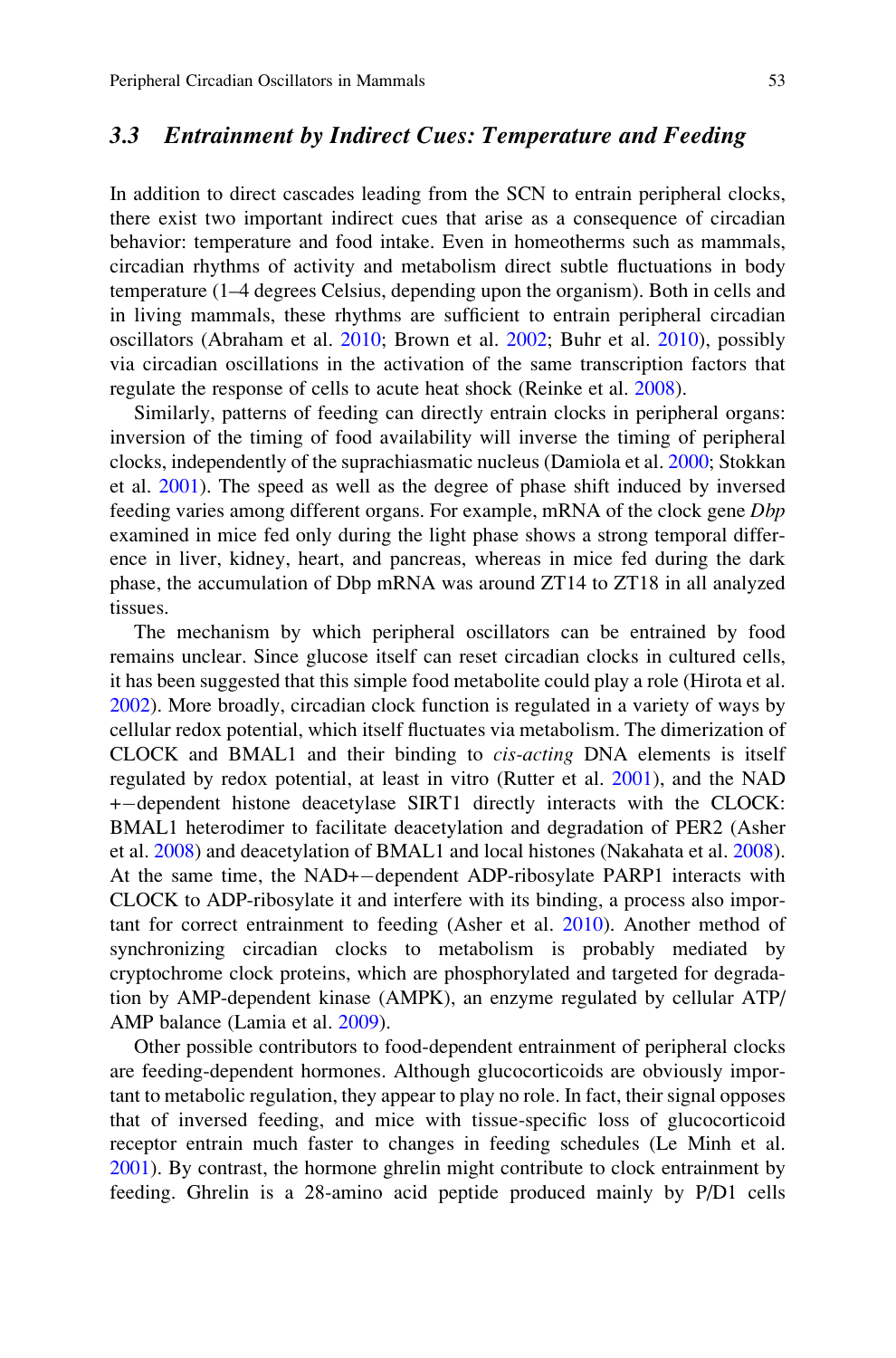### 3.3 *Entrainment by Indirect Cues: Temperature and Feeding*

In addition to direct cascades leading from the SCN to entrain peripheral clocks, there exist two important indirect cues that arise as a consequence of circadian behavior: temperature and food intake. Even in homeotherms such as mammals, circadian rhythms of activity and metabolism direct subtle fluctuations in body temperature (1–4 degrees Celsius, depending upon the organism). Both in cells and in living mammals, these rhythms are sufficient to entrain peripheral circadian oscillators (Abraham et al. 2010; Brown et al. 2002; Buhr et al. 2010), possibly via circadian oscillations in the activation of the same transcription factors that regulate the response of cells to acute heat shock (Reinke et al. 2008).

Similarly, patterns of feeding can directly entrain clocks in peripheral organs: inversion of the timing of food availability will inverse the timing of peripheral clocks, independently of the suprachiasmatic nucleus (Damiola et al. 2000; Stokkan et al. 2001). The speed as well as the degree of phase shift induced by inversed feeding varies among different organs. For example, mRNA of the clock gene *Dbp* examined in mice fed only during the light phase shows a strong temporal difference in liver, kidney, heart, and pancreas, whereas in mice fed during the dark phase, the accumulation of Dbp mRNA was around ZT14 to ZT18 in all analyzed tissues.

The mechanism by which peripheral oscillators can be entrained by food remains unclear. Since glucose itself can reset circadian clocks in cultured cells, it has been suggested that this simple food metabolite could play a role (Hirota et al. 2002). More broadly, circadian clock function is regulated in a variety of ways by cellular redox potential, which itself fluctuates via metabolism. The dimerization of CLOCK and BMAL1 and their binding to *cis-acting* DNA elements is itself regulated by redox potential, at least in vitro (Rutter et al. 2001), and the NAD+−dependent histone deacetylase SIRT1 directly interacts with the CLOCK: BMAL1 heterodimer to facilitate deacetylation and degradation of PER2 (Asher et al. 2008) and deacetylation of BMAL1 and local histones (Nakahata et al. 2008). At the same time, the NAD+−dependent ADP-ribosylate PARP1 interacts with CLOCK to ADP-ribosylate it and interfere with its binding, a process also important for correct entrainment to feeding (Asher et al. 2010). Another method of synchronizing circadian clocks to metabolism is probably mediated by cryptochrome clock proteins, which are phosphorylated and targeted for degradation by AMP-dependent kinase (AMPK), an enzyme regulated by cellular ATP/AMP balance (Lamia et al. 2009).

Other possible contributors to food-dependent entrainment of peripheral clocks are feeding-dependent hormones. Although glucocorticoids are obviously important to metabolic regulation, they appear to play no role. In fact, their signal opposes that of inversed feeding, and mice with tissue-specific loss of glucocorticoid receptor entrain much faster to changes in feeding schedules (Le Minh et al. 2001). By contrast, the hormone ghrelin might contribute to clock entrainment by feeding. Ghrelin is a 28-amino acid peptide produced mainly by P/D1 cells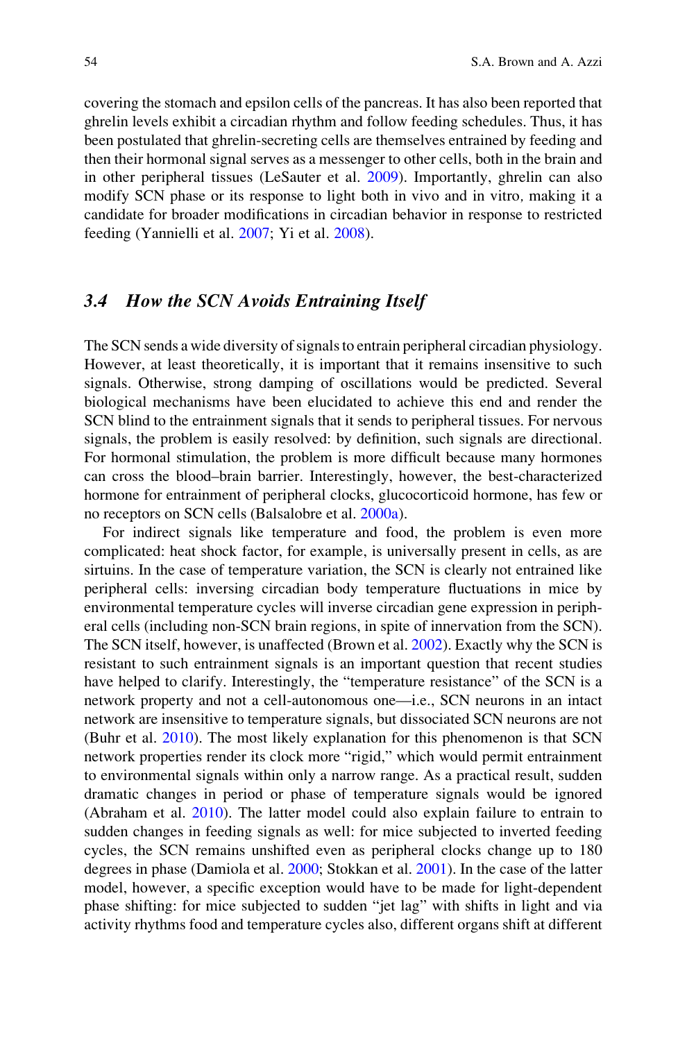covering the stomach and epsilon cells of the pancreas. It has also been reported that ghrelin levels exhibit a circadian rhythm and follow feeding schedules. Thus, it has been postulated that ghrelin-secreting cells are themselves entrained by feeding and then their hormonal signal serves as a messenger to other cells, both in the brain and in other peripheral tissues (LeSauter et al. 2009). Importantly, ghrelin can also modify SCN phase or its response to light both in vivo and in vitro, making it a candidate for broader modifications in circadian behavior in response to restricted feeding (Yannielli et al. 2007; Yi et al. 2008).

### 3.4 *How the SCN Avoids Entraining Itself*

The SCN sends a wide diversity of signals to entrain peripheral circadian physiology. However, at least theoretically, it is important that it remains insensitive to such signals. Otherwise, strong damping of oscillations would be predicted. Several biological mechanisms have been elucidated to achieve this end and render the SCN blind to the entrainment signals that it sends to peripheral tissues. For nervous signals, the problem is easily resolved: by definition, such signals are directional. For hormonal stimulation, the problem is more difficult because many hormones can cross the blood–brain barrier. Interestingly, however, the best-characterized hormone for entrainment of peripheral clocks, glucocorticoid hormone, has few or no receptors on SCN cells (Balsalobre et al. 2000a).

For indirect signals like temperature and food, the problem is even more complicated: heat shock factor, for example, is universally present in cells, as are sirtuins. In the case of temperature variation, the SCN is clearly not entrained like peripheral cells: inversing circadian body temperature fluctuations in mice by environmental temperature cycles will inverse circadian gene expression in peripheral cells (including non-SCN brain regions, in spite of innervation from the SCN). The SCN itself, however, is unaffected (Brown et al. 2002). Exactly why the SCN is resistant to such entrainment signals is an important question that recent studies have helped to clarify. Interestingly, the "temperature resistance" of the SCN is a network property and not a cell-autonomous one—i.e., SCN neurons in an intact network are insensitive to temperature signals, but dissociated SCN neurons are not (Buhr et al. 2010). The most likely explanation for this phenomenon is that SCN network properties render its clock more "rigid," which would permit entrainment to environmental signals within only a narrow range. As a practical result, sudden dramatic changes in period or phase of temperature signals would be ignored (Abraham et al. 2010). The latter model could also explain failure to entrain to sudden changes in feeding signals as well: for mice subjected to inverted feeding cycles, the SCN remains unshifted even as peripheral clocks change up to 180 degrees in phase (Damiola et al. 2000; Stokkan et al. 2001). In the case of the latter model, however, a specific exception would have to be made for light-dependent phase shifting: for mice subjected to sudden "jet lag" with shifts in light and via activity rhythms food and temperature cycles also, different organs shift at different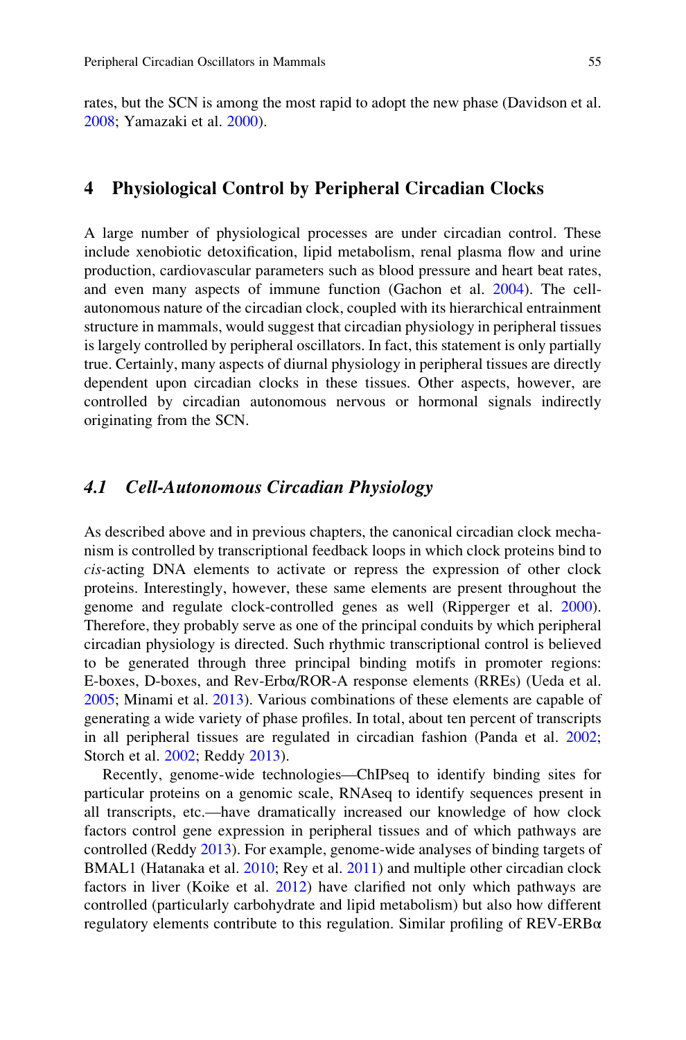rates, but the SCN is among the most rapid to adopt the new phase (Davidson et al. 2008; Yamazaki et al. 2000).

## 4 Physiological Control by Peripheral Circadian Clocks

A large number of physiological processes are under circadian control. These include xenobiotic detoxification, lipid metabolism, renal plasma flow and urine production, cardiovascular parameters such as blood pressure and heart beat rates, and even many aspects of immune function (Gachon et al. 2004). The cell-autonomous nature of the circadian clock, coupled with its hierarchical entrainment structure in mammals, would suggest that circadian physiology in peripheral tissues is largely controlled by peripheral oscillators. In fact, this statement is only partially true. Certainly, many aspects of diurnal physiology in peripheral tissues are directly dependent upon circadian clocks in these tissues. Other aspects, however, are controlled by circadian autonomous nervous or hormonal signals indirectly originating from the SCN.

### *4.1 Cell-Autonomous Circadian Physiology*

As described above and in previous chapters, the canonical circadian clock mechanism is controlled by transcriptional feedback loops in which clock proteins bind to *cis*-acting DNA elements to activate or repress the expression of other clock proteins. Interestingly, however, these same elements are present throughout the genome and regulate clock-controlled genes as well (Ripperger et al. 2000). Therefore, they probably serve as one of the principal conduits by which peripheral circadian physiology is directed. Such rhythmic transcriptional control is believed to be generated through three principal binding motifs in promoter regions: E-boxes, D-boxes, and Rev-Erbα/ROR-A response elements (RREs) (Ueda et al. 2005; Minami et al. 2013). Various combinations of these elements are capable of generating a wide variety of phase profiles. In total, about ten percent of transcripts in all peripheral tissues are regulated in circadian fashion (Panda et al. 2002; Storch et al. 2002; Reddy 2013).

Recently, genome-wide technologies—ChIPseq to identify binding sites for particular proteins on a genomic scale, RNAseq to identify sequences present in all transcripts, etc.—have dramatically increased our knowledge of how clock factors control gene expression in peripheral tissues and of which pathways are controlled (Reddy 2013). For example, genome-wide analyses of binding targets of BMAL1 (Hatanaka et al. 2010; Rey et al. 2011) and multiple other circadian clock factors in liver (Koike et al. 2012) have clarified not only which pathways are controlled (particularly carbohydrate and lipid metabolism) but also how different regulatory elements contribute to this regulation. Similar profiling of REV-ERBα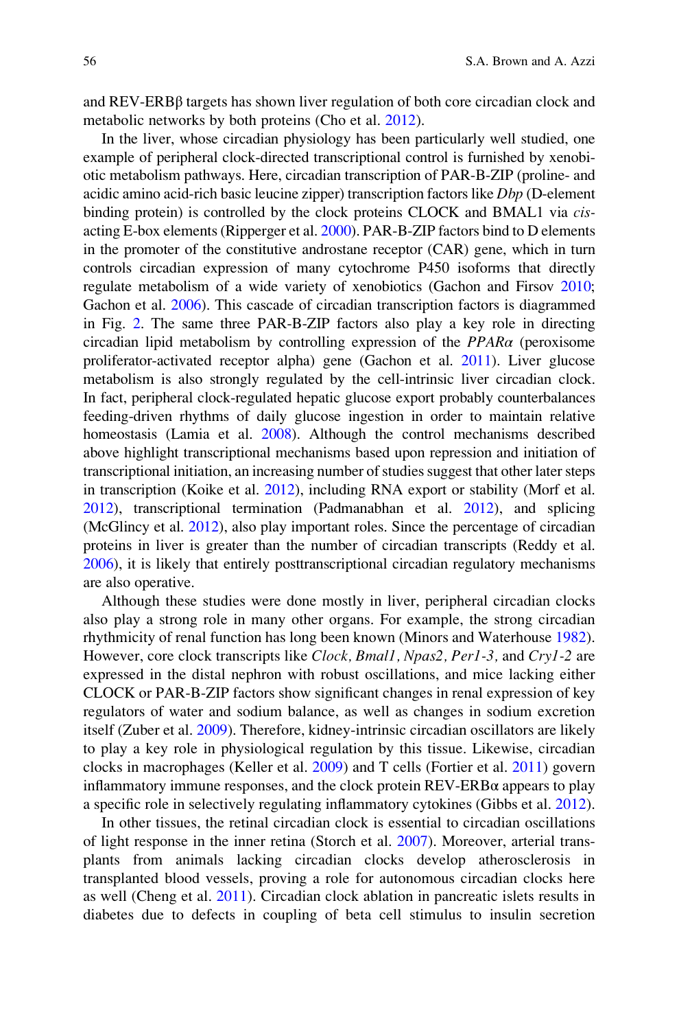and REV-ERBβ targets has shown liver regulation of both core circadian clock and metabolic networks by both proteins (Cho et al. 2012).

In the liver, whose circadian physiology has been particularly well studied, one example of peripheral clock-directed transcriptional control is furnished by xenobiotic metabolism pathways. Here, circadian transcription of PAR-B-ZIP (proline- and acidic amino acid-rich basic leucine zipper) transcription factors like *Dbp* (D-element binding protein) is controlled by the clock proteins CLOCK and BMAL1 via *cis*-acting E-box elements (Ripperger et al. 2000). PAR-B-ZIP factors bind to D elements in the promoter of the constitutive androstane receptor (CAR) gene, which in turn controls circadian expression of many cytochrome P450 isoforms that directly regulate metabolism of a wide variety of xenobiotics (Gachon and Firsov 2010; Gachon et al. 2006). This cascade of circadian transcription factors is diagrammed in Fig. 2. The same three PAR-B-ZIP factors also play a key role in directing circadian lipid metabolism by controlling expression of the *PPARα* (peroxisome proliferator-activated receptor alpha) gene (Gachon et al. 2011). Liver glucose metabolism is also strongly regulated by the cell-intrinsic liver circadian clock. In fact, peripheral clock-regulated hepatic glucose export probably counterbalances feeding-driven rhythms of daily glucose ingestion in order to maintain relative homeostasis (Lamia et al. 2008). Although the control mechanisms described above highlight transcriptional mechanisms based upon repression and initiation of transcriptional initiation, an increasing number of studies suggest that other later steps in transcription (Koike et al. 2012), including RNA export or stability (Morf et al. 2012), transcriptional termination (Padmanabhan et al. 2012), and splicing (McGlincy et al. 2012), also play important roles. Since the percentage of circadian proteins in liver is greater than the number of circadian transcripts (Reddy et al. 2006), it is likely that entirely posttranscriptional circadian regulatory mechanisms are also operative.

Although these studies were done mostly in liver, peripheral circadian clocks also play a strong role in many other organs. For example, the strong circadian rhythmicity of renal function has long been known (Minors and Waterhouse 1982). However, core clock transcripts like *Clock, Bmal1, Npas2, Per1-3,* and *Cry1-2* are expressed in the distal nephron with robust oscillations, and mice lacking either CLOCK or PAR-B-ZIP factors show significant changes in renal expression of key regulators of water and sodium balance, as well as changes in sodium excretion itself (Zuber et al. 2009). Therefore, kidney-intrinsic circadian oscillators are likely to play a key role in physiological regulation by this tissue. Likewise, circadian clocks in macrophages (Keller et al. 2009) and T cells (Fortier et al. 2011) govern inflammatory immune responses, and the clock protein REV-ERBα appears to play a specific role in selectively regulating inflammatory cytokines (Gibbs et al. 2012).

In other tissues, the retinal circadian clock is essential to circadian oscillations of light response in the inner retina (Storch et al. 2007). Moreover, arterial transplants from animals lacking circadian clocks develop atherosclerosis in transplanted blood vessels, proving a role for autonomous circadian clocks here as well (Cheng et al. 2011). Circadian clock ablation in pancreatic islets results in diabetes due to defects in coupling of beta cell stimulus to insulin secretion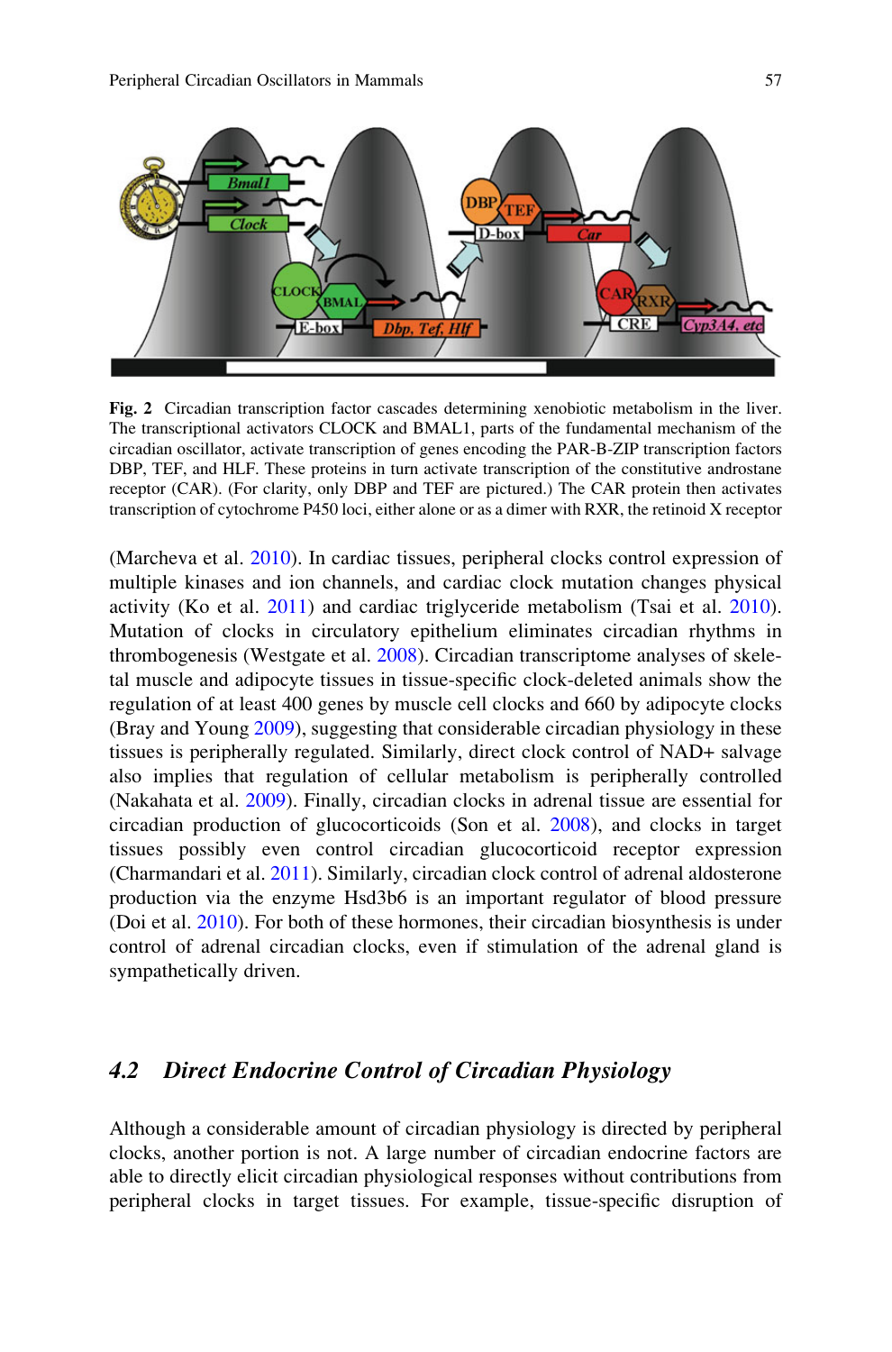**Fig. 2** Circadian transcription factor cascades determining xenobiotic metabolism in the liver. The transcriptional activators CLOCK and BMAL1, parts of the fundamental mechanism of the circadian oscillator, activate transcription of genes encoding the PAR-B-ZIP transcription factors DBP, TEF, and HLF. These proteins in turn activate transcription of the constitutive androstane receptor (CAR). (For clarity, only DBP and TEF are pictured.) The CAR protein then activates transcription of cytochrome P450 loci, either alone or as a dimer with RXR, the retinoid X receptor

(Marcheva et al. 2010). In cardiac tissues, peripheral clocks control expression of multiple kinases and ion channels, and cardiac clock mutation changes physical activity (Ko et al. 2011) and cardiac triglyceride metabolism (Tsai et al. 2010). Mutation of clocks in circulatory epithelium eliminates circadian rhythms in thrombogenesis (Westgate et al. 2008). Circadian transcriptome analyses of skeletal muscle and adipocyte tissues in tissue-specific clock-deleted animals show the regulation of at least 400 genes by muscle cell clocks and 660 by adipocyte clocks (Bray and Young 2009), suggesting that considerable circadian physiology in these tissues is peripherally regulated. Similarly, direct clock control of NAD+ salvage also implies that regulation of cellular metabolism is peripherally controlled (Nakahata et al. 2009). Finally, circadian clocks in adrenal tissue are essential for circadian production of glucocorticoids (Son et al. 2008), and clocks in target tissues possibly even control circadian glucocorticoid receptor expression (Charmandari et al. 2011). Similarly, circadian clock control of adrenal aldosterone production via the enzyme Hsd3b6 is an important regulator of blood pressure (Doi et al. 2010). For both of these hormones, their circadian biosynthesis is under control of adrenal circadian clocks, even if stimulation of the adrenal gland is sympathetically driven.

## *4.2 Direct Endocrine Control of Circadian Physiology*

Although a considerable amount of circadian physiology is directed by peripheral clocks, another portion is not. A large number of circadian endocrine factors are able to directly elicit circadian physiological responses without contributions from peripheral clocks in target tissues. For example, tissue-specific disruption of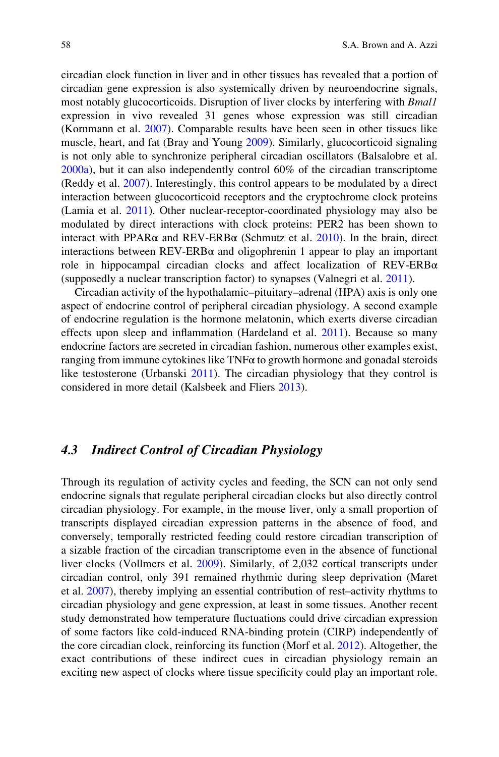circadian clock function in liver and in other tissues has revealed that a portion of circadian gene expression is also systemically driven by neuroendocrine signals, most notably glucocorticoids. Disruption of liver clocks by interfering with *Bmal1* expression in vivo revealed 31 genes whose expression was still circadian (Kornmann et al. 2007). Comparable results have been seen in other tissues like muscle, heart, and fat (Bray and Young 2009). Similarly, glucocorticoid signaling is not only able to synchronize peripheral circadian oscillators (Balsalobre et al. 2000a), but it can also independently control 60% of the circadian transcriptome (Reddy et al. 2007). Interestingly, this control appears to be modulated by a direct interaction between glucocorticoid receptors and the cryptochrome clock proteins (Lamia et al. 2011). Other nuclear-receptor-coordinated physiology may also be modulated by direct interactions with clock proteins: PER2 has been shown to interact with PPARα and REV-ERBα (Schmutz et al. 2010). In the brain, direct interactions between REV-ERBα and oligophrenin 1 appear to play an important role in hippocampal circadian clocks and affect localization of REV-ERBα (supposedly a nuclear transcription factor) to synapses (Valnegri et al. 2011).

Circadian activity of the hypothalamic–pituitary–adrenal (HPA) axis is only one aspect of endocrine control of peripheral circadian physiology. A second example of endocrine regulation is the hormone melatonin, which exerts diverse circadian effects upon sleep and inflammation (Hardeland et al. 2011). Because so many endocrine factors are secreted in circadian fashion, numerous other examples exist, ranging from immune cytokines like TNFα to growth hormone and gonadal steroids like testosterone (Urbanski 2011). The circadian physiology that they control is considered in more detail (Kalsbeek and Fliers 2013).

## 4.3 Indirect Control of Circadian Physiology

Through its regulation of activity cycles and feeding, the SCN can not only send endocrine signals that regulate peripheral circadian clocks but also directly control circadian physiology. For example, in the mouse liver, only a small proportion of transcripts displayed circadian expression patterns in the absence of food, and conversely, temporally restricted feeding could restore circadian transcription of a sizable fraction of the circadian transcriptome even in the absence of functional liver clocks (Vollmers et al. 2009). Similarly, of 2,032 cortical transcripts under circadian control, only 391 remained rhythmic during sleep deprivation (Maret et al. 2007), thereby implying an essential contribution of rest–activity rhythms to circadian physiology and gene expression, at least in some tissues. Another recent study demonstrated how temperature fluctuations could drive circadian expression of some factors like cold-induced RNA-binding protein (CIRP) independently of the core circadian clock, reinforcing its function (Morf et al. 2012). Altogether, the exact contributions of these indirect cues in circadian physiology remain an exciting new aspect of clocks where tissue specificity could play an important role.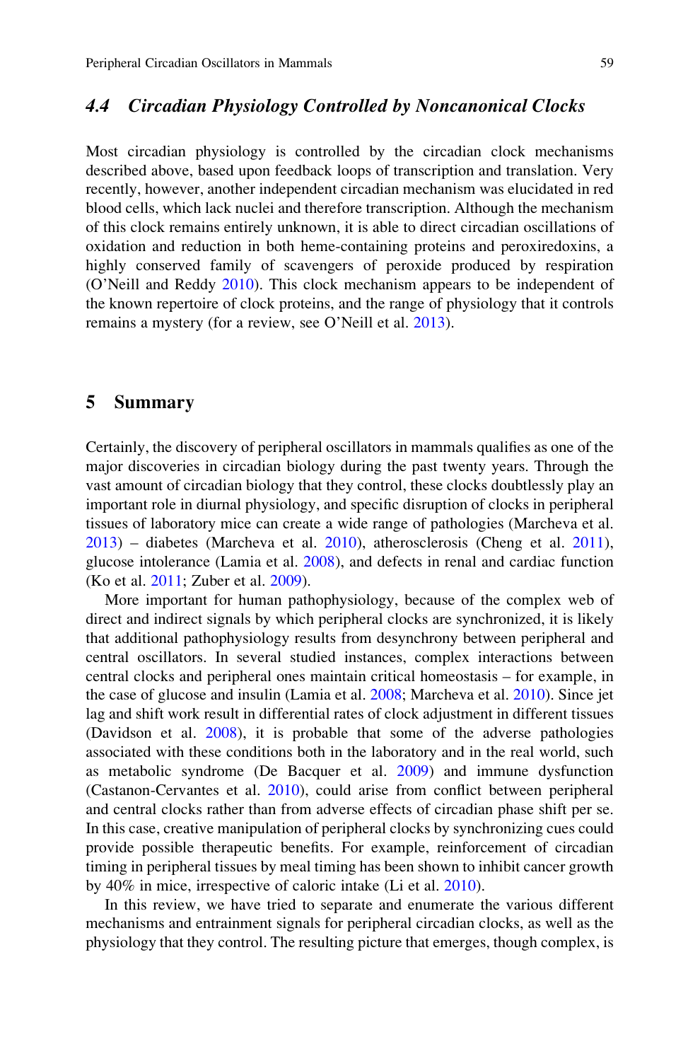### 4.4 Circadian Physiology Controlled by Noncanonical Clocks

Most circadian physiology is controlled by the circadian clock mechanisms described above, based upon feedback loops of transcription and translation. Very recently, however, another independent circadian mechanism was elucidated in red blood cells, which lack nuclei and therefore transcription. Although the mechanism of this clock remains entirely unknown, it is able to direct circadian oscillations of oxidation and reduction in both heme-containing proteins and peroxiredoxins, a highly conserved family of scavengers of peroxide produced by respiration (O'Neill and Reddy 2010). This clock mechanism appears to be independent of the known repertoire of clock proteins, and the range of physiology that it controls remains a mystery (for a review, see O'Neill et al. 2013).

## 5 Summary

Certainly, the discovery of peripheral oscillators in mammals qualifies as one of the major discoveries in circadian biology during the past twenty years. Through the vast amount of circadian biology that they control, these clocks doubtlessly play an important role in diurnal physiology, and specific disruption of clocks in peripheral tissues of laboratory mice can create a wide range of pathologies (Marcheva et al. 2013) – diabetes (Marcheva et al. 2010), atherosclerosis (Cheng et al. 2011), glucose intolerance (Lamia et al. 2008), and defects in renal and cardiac function (Ko et al. 2011; Zuber et al. 2009).

More important for human pathophysiology, because of the complex web of direct and indirect signals by which peripheral clocks are synchronized, it is likely that additional pathophysiology results from desynchrony between peripheral and central oscillators. In several studied instances, complex interactions between central clocks and peripheral ones maintain critical homeostasis – for example, in the case of glucose and insulin (Lamia et al. 2008; Marcheva et al. 2010). Since jet lag and shift work result in differential rates of clock adjustment in different tissues (Davidson et al. 2008), it is probable that some of the adverse pathologies associated with these conditions both in the laboratory and in the real world, such as metabolic syndrome (De Bacquer et al. 2009) and immune dysfunction (Castanon-Cervantes et al. 2010), could arise from conflict between peripheral and central clocks rather than from adverse effects of circadian phase shift per se. In this case, creative manipulation of peripheral clocks by synchronizing cues could provide possible therapeutic benefits. For example, reinforcement of circadian timing in peripheral tissues by meal timing has been shown to inhibit cancer growth by 40% in mice, irrespective of caloric intake (Li et al. 2010).

In this review, we have tried to separate and enumerate the various different mechanisms and entrainment signals for peripheral circadian clocks, as well as the physiology that they control. The resulting picture that emerges, though complex, is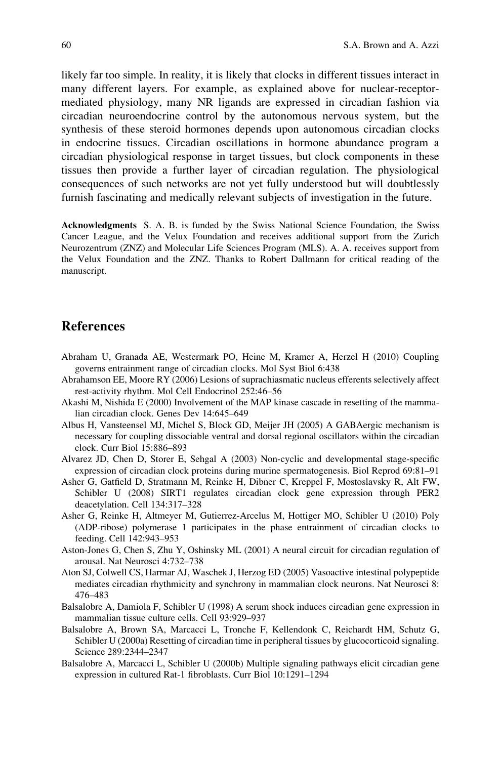likely far too simple. In reality, it is likely that clocks in different tissues interact in many different layers. For example, as explained above for nuclear-receptor-mediated physiology, many NR ligands are expressed in circadian fashion via circadian neuroendocrine control by the autonomous nervous system, but the synthesis of these steroid hormones depends upon autonomous circadian clocks in endocrine tissues. Circadian oscillations in hormone abundance program a circadian physiological response in target tissues, but clock components in these tissues then provide a further layer of circadian regulation. The physiological consequences of such networks are not yet fully understood but will doubtlessly furnish fascinating and medically relevant subjects of investigation in the future.

**Acknowledgments** S. A. B. is funded by the Swiss National Science Foundation, the Swiss Cancer League, and the Velux Foundation and receives additional support from the Zurich Neurozentrum (ZNZ) and Molecular Life Sciences Program (MLS). A. A. receives support from the Velux Foundation and the ZNZ. Thanks to Robert Dallmann for critical reading of the manuscript.

## References

Abraham U, Granada AE, Westermark PO, Heine M, Kramer A, Herzel H (2010) Coupling governs entrainment range of circadian clocks. Mol Syst Biol 6:438

Abrahamson EE, Moore RY (2006) Lesions of suprachiasmatic nucleus efferents selectively affect rest-activity rhythm. Mol Cell Endocrinol 252:46–56

Akashi M, Nishida E (2000) Involvement of the MAP kinase cascade in resetting of the mammalian circadian clock. Genes Dev 14:645–649

Albus H, Vansteensel MJ, Michel S, Block GD, Meijer JH (2005) A GABAergic mechanism is necessary for coupling dissociable ventral and dorsal regional oscillators within the circadian clock. Curr Biol 15:886–893

Alvarez JD, Chen D, Storer E, Sehgal A (2003) Non-cyclic and developmental stage-specific expression of circadian clock proteins during murine spermatogenesis. Biol Reprod 69:81–91

Asher G, Gatfield D, Stratmann M, Reinke H, Dibner C, Kreppel F, Mostoslavsky R, Alt FW, Schibler U (2008) SIRT1 regulates circadian clock gene expression through PER2 deacetylation. Cell 134:317–328

Asher G, Reinke H, Altmeyer M, Gutierrez-Arcelus M, Hottiger MO, Schibler U (2010) Poly (ADP-ribose) polymerase 1 participates in the phase entrainment of circadian clocks to feeding. Cell 142:943–953

Aston-Jones G, Chen S, Zhu Y, Oshinsky ML (2001) A neural circuit for circadian regulation of arousal. Nat Neurosci 4:732–738

Aton SJ, Colwell CS, Harmar AJ, Waschek J, Herzog ED (2005) Vasoactive intestinal polypeptide mediates circadian rhythmicity and synchrony in mammalian clock neurons. Nat Neurosci 8: 476–483

Balsalobre A, Damiola F, Schibler U (1998) A serum shock induces circadian gene expression in mammalian tissue culture cells. Cell 93:929–937

Balsalobre A, Brown SA, Marcacci L, Tronche F, Kellendonk C, Reichardt HM, Schutz G, Schibler U (2000a) Resetting of circadian time in peripheral tissues by glucocorticoid signaling. Science 289:2344–2347

Balsalobre A, Marcacci L, Schibler U (2000b) Multiple signaling pathways elicit circadian gene expression in cultured Rat-1 fibroblasts. Curr Biol 10:1291–1294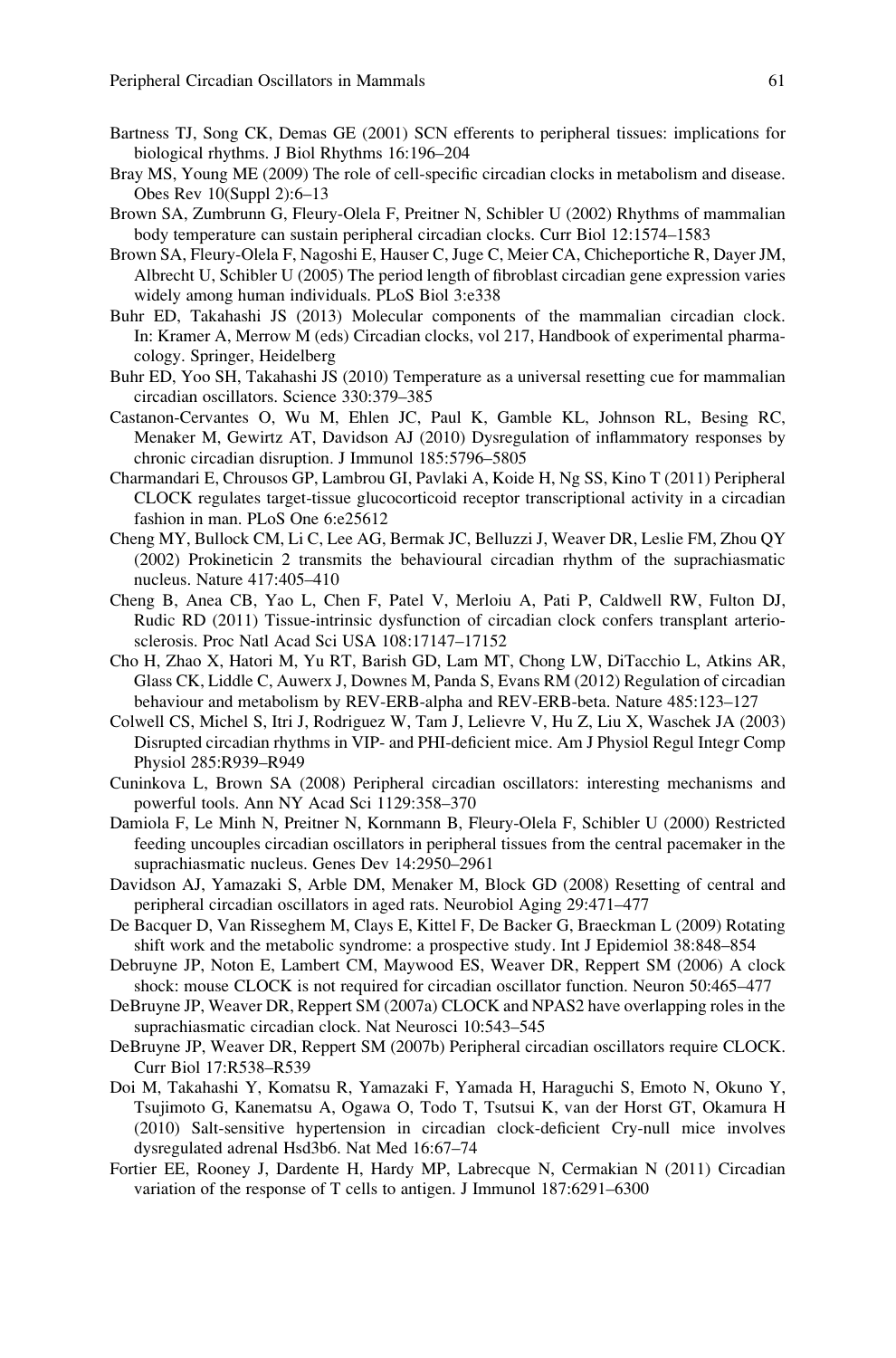Bartness TJ, Song CK, Demas GE (2001) SCN efferents to peripheral tissues: implications for biological rhythms. J Biol Rhythms 16:196–204

Bray MS, Young ME (2009) The role of cell-specific circadian clocks in metabolism and disease. Obes Rev 10(Suppl 2):6–13

Brown SA, Zumbrunn G, Fleury-Olela F, Preitner N, Schibler U (2002) Rhythms of mammalian body temperature can sustain peripheral circadian clocks. Curr Biol 12:1574–1583

Brown SA, Fleury-Olela F, Nagoshi E, Hauser C, Juge C, Meier CA, Chicheportiche R, Dayer JM, Albrecht U, Schibler U (2005) The period length of fibroblast circadian gene expression varies widely among human individuals. PLoS Biol 3:e338

Buhr ED, Takahashi JS (2013) Molecular components of the mammalian circadian clock. In: Kramer A, Merrow M (eds) Circadian clocks, vol 217, Handbook of experimental pharmacology. Springer, Heidelberg

Buhr ED, Yoo SH, Takahashi JS (2010) Temperature as a universal resetting cue for mammalian circadian oscillators. Science 330:379–385

Castanon-Cervantes O, Wu M, Ehlen JC, Paul K, Gamble KL, Johnson RL, Besing RC, Menaker M, Gewirtz AT, Davidson AJ (2010) Dysregulation of inflammatory responses by chronic circadian disruption. J Immunol 185:5796–5805

Charmandari E, Chrousos GP, Lambrou GI, Pavlaki A, Koide H, Ng SS, Kino T (2011) Peripheral CLOCK regulates target-tissue glucocorticoid receptor transcriptional activity in a circadian fashion in man. PLoS One 6:e25612

Cheng MY, Bullock CM, Li C, Lee AG, Bermak JC, Belluzzi J, Weaver DR, Leslie FM, Zhou QY (2002) Prokineticin 2 transmits the behavioural circadian rhythm of the suprachiasmatic nucleus. Nature 417:405–410

Cheng B, Anea CB, Yao L, Chen F, Patel V, Merloiu A, Pati P, Caldwell RW, Fulton DJ, Rudic RD (2011) Tissue-intrinsic dysfunction of circadian clock confers transplant arteriosclerosis. Proc Natl Acad Sci USA 108:17147–17152

Cho H, Zhao X, Hatori M, Yu RT, Barish GD, Lam MT, Chong LW, DiTacchio L, Atkins AR, Glass CK, Liddle C, Auwerx J, Downes M, Panda S, Evans RM (2012) Regulation of circadian behaviour and metabolism by REV-ERB-alpha and REV-ERB-beta. Nature 485:123–127

Colwell CS, Michel S, Itri J, Rodriguez W, Tam J, Lelievre V, Hu Z, Liu X, Waschek JA (2003) Disrupted circadian rhythms in VIP- and PHI-deficient mice. Am J Physiol Regul Integr Comp Physiol 285:R939–R949

Cuninkova L, Brown SA (2008) Peripheral circadian oscillators: interesting mechanisms and powerful tools. Ann NY Acad Sci 1129:358–370

Damiola F, Le Minh N, Preitner N, Kornmann B, Fleury-Olela F, Schibler U (2000) Restricted feeding uncouples circadian oscillators in peripheral tissues from the central pacemaker in the suprachiasmatic nucleus. Genes Dev 14:2950–2961

Davidson AJ, Yamazaki S, Arble DM, Menaker M, Block GD (2008) Resetting of central and peripheral circadian oscillators in aged rats. Neurobiol Aging 29:471–477

De Bacquer D, Van Risseghem M, Clays E, Kittel F, De Backer G, Braeckman L (2009) Rotating shift work and the metabolic syndrome: a prospective study. Int J Epidemiol 38:848–854

Debruyne JP, Noton E, Lambert CM, Maywood ES, Weaver DR, Reppert SM (2006) A clock shock: mouse CLOCK is not required for circadian oscillator function. Neuron 50:465–477

DeBruyne JP, Weaver DR, Reppert SM (2007a) CLOCK and NPAS2 have overlapping roles in the suprachiasmatic circadian clock. Nat Neurosci 10:543–545

DeBruyne JP, Weaver DR, Reppert SM (2007b) Peripheral circadian oscillators require CLOCK. Curr Biol 17:R538–R539

Doi M, Takahashi Y, Komatsu R, Yamazaki F, Yamada H, Haraguchi S, Emoto N, Okuno Y, Tsujimoto G, Kanematsu A, Ogawa O, Todo T, Tsutsui K, van der Horst GT, Okamura H (2010) Salt-sensitive hypertension in circadian clock-deficient Cry-null mice involves dysregulated adrenal Hsd3b6. Nat Med 16:67–74

Fortier EE, Rooney J, Dardente H, Hardy MP, Labrecque N, Cermakian N (2011) Circadian variation of the response of T cells to antigen. J Immunol 187:6291–6300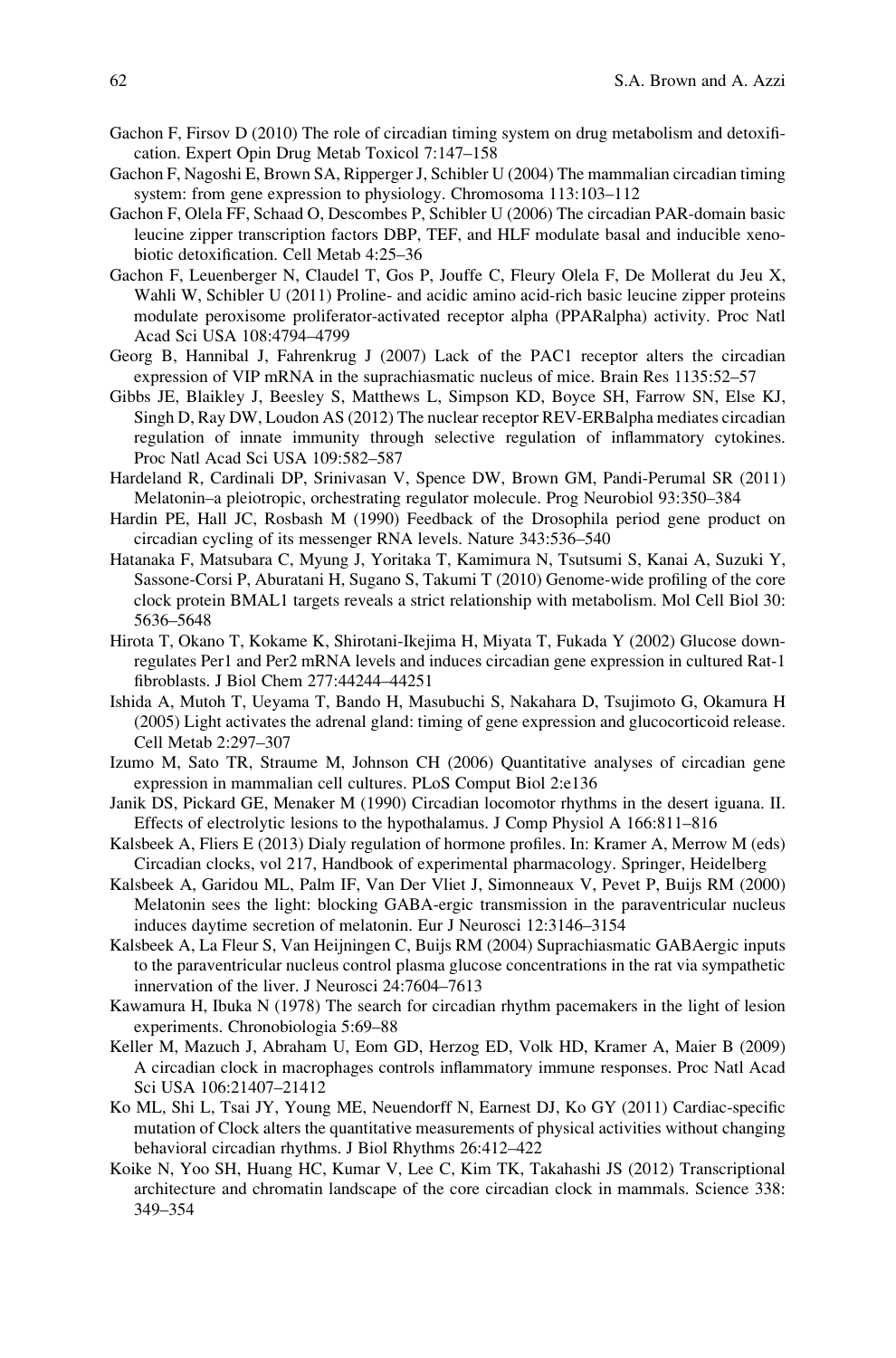Gachon F, Firsov D (2010) The role of circadian timing system on drug metabolism and detoxification. Expert Opin Drug Metab Toxicol 7:147–158

Gachon F, Nagoshi E, Brown SA, Ripperger J, Schibler U (2004) The mammalian circadian timing system: from gene expression to physiology. Chromosoma 113:103–112

Gachon F, Olela FF, Schaad O, Descombes P, Schibler U (2006) The circadian PAR-domain basic leucine zipper transcription factors DBP, TEF, and HLF modulate basal and inducible xenobiotic detoxification. Cell Metab 4:25–36

Gachon F, Leuenberger N, Claudel T, Gos P, Jouffe C, Fleury Olela F, De Mollerat du Jeu X, Wahli W, Schibler U (2011) Proline- and acidic amino acid-rich basic leucine zipper proteins modulate peroxisome proliferator-activated receptor alpha (PPARalpha) activity. Proc Natl Acad Sci USA 108:4794–4799

Georg B, Hannibal J, Fahrenkrug J (2007) Lack of the PAC1 receptor alters the circadian expression of VIP mRNA in the suprachiasmatic nucleus of mice. Brain Res 1135:52–57

Gibbs JE, Blaikley J, Beesley S, Matthews L, Simpson KD, Boyce SH, Farrow SN, Else KJ, Singh D, Ray DW, Loudon AS (2012) The nuclear receptor REV-ERBalpha mediates circadian regulation of innate immunity through selective regulation of inflammatory cytokines. Proc Natl Acad Sci USA 109:582–587

Hardeland R, Cardinali DP, Srinivasan V, Spence DW, Brown GM, Pandi-Perumal SR (2011) Melatonin–a pleiotropic, orchestrating regulator molecule. Prog Neurobiol 93:350–384

Hardin PE, Hall JC, Rosbash M (1990) Feedback of the Drosophila period gene product on circadian cycling of its messenger RNA levels. Nature 343:536–540

Hatanaka F, Matsubara C, Myung J, Yoritaka T, Kamimura N, Tsutsumi S, Kanai A, Suzuki Y, Sassone-Corsi P, Aburatani H, Sugano S, Takumi T (2010) Genome-wide profiling of the core clock protein BMAL1 targets reveals a strict relationship with metabolism. Mol Cell Biol 30: 5636–5648

Hirota T, Okano T, Kokame K, Shirotani-Ikejima H, Miyata T, Fukada Y (2002) Glucose down-regulates Per1 and Per2 mRNA levels and induces circadian gene expression in cultured Rat-1 fibroblasts. J Biol Chem 277:44244–44251

Ishida A, Mutoh T, Ueyama T, Bando H, Masubuchi S, Nakahara D, Tsujimoto G, Okamura H (2005) Light activates the adrenal gland: timing of gene expression and glucocorticoid release. Cell Metab 2:297–307

Izumo M, Sato TR, Straume M, Johnson CH (2006) Quantitative analyses of circadian gene expression in mammalian cell cultures. PLoS Comput Biol 2:e136

Janik DS, Pickard GE, Menaker M (1990) Circadian locomotor rhythms in the desert iguana. II. Effects of electrolytic lesions to the hypothalamus. J Comp Physiol A 166:811–816

Kalsbeek A, Fliers E (2013) Dialy regulation of hormone profiles. In: Kramer A, Merrow M (eds) Circadian clocks, vol 217, Handbook of experimental pharmacology. Springer, Heidelberg

Kalsbeek A, Garidou ML, Palm IF, Van Der Vliet J, Simonneaux V, Pevet P, Buijs RM (2000) Melatonin sees the light: blocking GABA-ergic transmission in the paraventricular nucleus induces daytime secretion of melatonin. Eur J Neurosci 12:3146–3154

Kalsbeek A, La Fleur S, Van Heijningen C, Buijs RM (2004) Suprachiasmatic GABAergic inputs to the paraventricular nucleus control plasma glucose concentrations in the rat via sympathetic innervation of the liver. J Neurosci 24:7604–7613

Kawamura H, Ibuka N (1978) The search for circadian rhythm pacemakers in the light of lesion experiments. Chronobiologia 5:69–88

Keller M, Mazuch J, Abraham U, Eom GD, Herzog ED, Volk HD, Kramer A, Maier B (2009) A circadian clock in macrophages controls inflammatory immune responses. Proc Natl Acad Sci USA 106:21407–21412

Ko ML, Shi L, Tsai JY, Young ME, Neuendorff N, Earnest DJ, Ko GY (2011) Cardiac-specific mutation of Clock alters the quantitative measurements of physical activities without changing behavioral circadian rhythms. J Biol Rhythms 26:412–422

Koike N, Yoo SH, Huang HC, Kumar V, Lee C, Kim TK, Takahashi JS (2012) Transcriptional architecture and chromatin landscape of the core circadian clock in mammals. Science 338: 349–354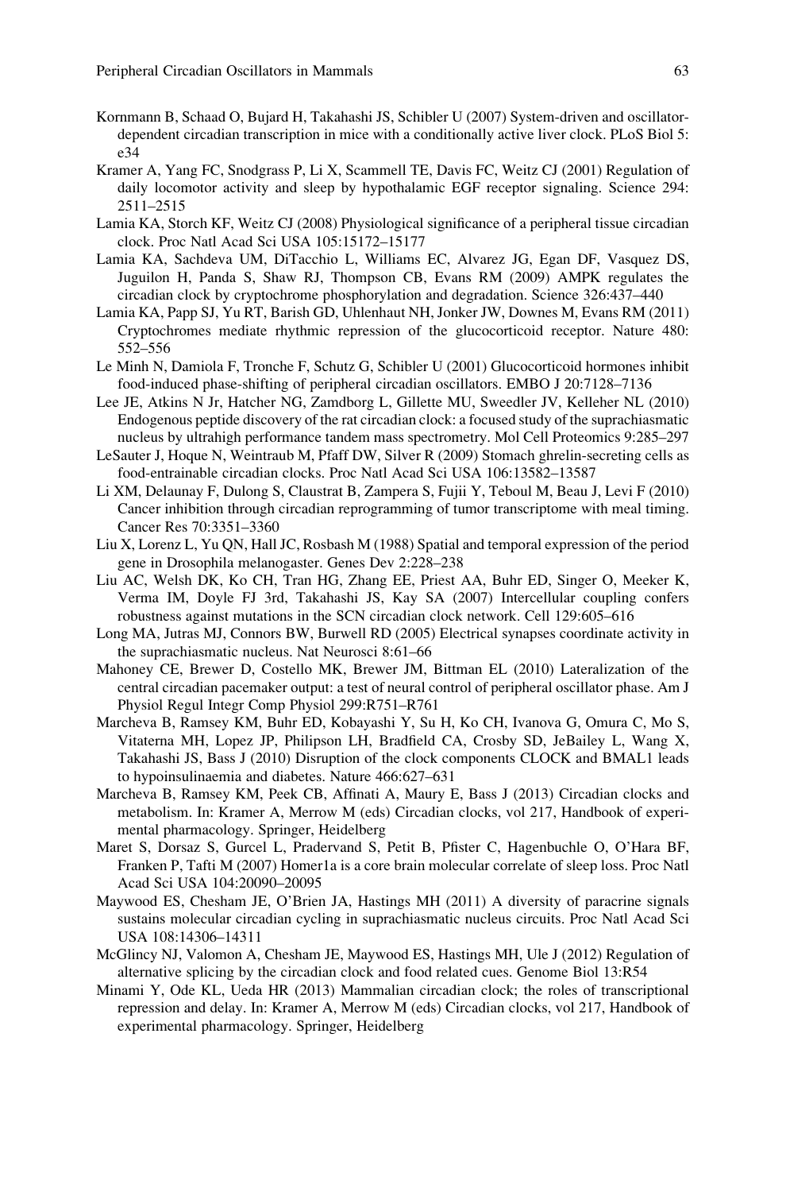Kornmann B, Schaad O, Bujard H, Takahashi JS, Schibler U (2007) System-driven and oscillator-dependent circadian transcription in mice with a conditionally active liver clock. PLoS Biol 5: e34

Kramer A, Yang FC, Snodgrass P, Li X, Scammell TE, Davis FC, Weitz CJ (2001) Regulation of daily locomotor activity and sleep by hypothalamic EGF receptor signaling. Science 294: 2511–2515

Lamia KA, Storch KF, Weitz CJ (2008) Physiological significance of a peripheral tissue circadian clock. Proc Natl Acad Sci USA 105:15172–15177

Lamia KA, Sachdeva UM, DiTacchio L, Williams EC, Alvarez JG, Egan DF, Vasquez DS, Juguilon H, Panda S, Shaw RJ, Thompson CB, Evans RM (2009) AMPK regulates the circadian clock by cryptochrome phosphorylation and degradation. Science 326:437–440

Lamia KA, Papp SJ, Yu RT, Barish GD, Uhlenhaut NH, Jonker JW, Downes M, Evans RM (2011) Cryptochromes mediate rhythmic repression of the glucocorticoid receptor. Nature 480: 552–556

Le Minh N, Damiola F, Tronche F, Schutz G, Schibler U (2001) Glucocorticoid hormones inhibit food-induced phase-shifting of peripheral circadian oscillators. EMBO J 20:7128–7136

Lee JE, Atkins N Jr, Hatcher NG, Zamdborg L, Gillette MU, Sweedler JV, Kelleher NL (2010) Endogenous peptide discovery of the rat circadian clock: a focused study of the suprachiasmatic nucleus by ultrahigh performance tandem mass spectrometry. Mol Cell Proteomics 9:285–297

LeSauter J, Hoque N, Weintraub M, Pfaff DW, Silver R (2009) Stomach ghrelin-secreting cells as food-entrainable circadian clocks. Proc Natl Acad Sci USA 106:13582–13587

Li XM, Delaunay F, Dulong S, Claustrat B, Zampera S, Fujii Y, Teboul M, Beau J, Levi F (2010) Cancer inhibition through circadian reprogramming of tumor transcriptome with meal timing. Cancer Res 70:3351–3360

Liu X, Lorenz L, Yu QN, Hall JC, Rosbash M (1988) Spatial and temporal expression of the period gene in Drosophila melanogaster. Genes Dev 2:228–238

Liu AC, Welsh DK, Ko CH, Tran HG, Zhang EE, Priest AA, Buhr ED, Singer O, Meeker K, Verma IM, Doyle FJ 3rd, Takahashi JS, Kay SA (2007) Intercellular coupling confers robustness against mutations in the SCN circadian clock network. Cell 129:605–616

Long MA, Jutras MJ, Connors BW, Burwell RD (2005) Electrical synapses coordinate activity in the suprachiasmatic nucleus. Nat Neurosci 8:61–66

Mahoney CE, Brewer D, Costello MK, Brewer JM, Bittman EL (2010) Lateralization of the central circadian pacemaker output: a test of neural control of peripheral oscillator phase. Am J Physiol Regul Integr Comp Physiol 299:R751–R761

Marcheva B, Ramsey KM, Buhr ED, Kobayashi Y, Su H, Ko CH, Ivanova G, Omura C, Mo S, Vitaterna MH, Lopez JP, Philipson LH, Bradfield CA, Crosby SD, JeBailey L, Wang X, Takahashi JS, Bass J (2010) Disruption of the clock components CLOCK and BMAL1 leads to hypoinsulinaemia and diabetes. Nature 466:627–631

Marcheva B, Ramsey KM, Peek CB, Affinati A, Maury E, Bass J (2013) Circadian clocks and metabolism. In: Kramer A, Merrow M (eds) Circadian clocks, vol 217, Handbook of experimental pharmacology. Springer, Heidelberg

Maret S, Dorsaz S, Gurcel L, Pradervand S, Petit B, Pfister C, Hagenbuchle O, O'Hara BF, Franken P, Tafti M (2007) Homer1a is a core brain molecular correlate of sleep loss. Proc Natl Acad Sci USA 104:20090–20095

Maywood ES, Chesham JE, O'Brien JA, Hastings MH (2011) A diversity of paracrine signals sustains molecular circadian cycling in suprachiasmatic nucleus circuits. Proc Natl Acad Sci USA 108:14306–14311

McGlincy NJ, Valomon A, Chesham JE, Maywood ES, Hastings MH, Ule J (2012) Regulation of alternative splicing by the circadian clock and food related cues. Genome Biol 13:R54

Minami Y, Ode KL, Ueda HR (2013) Mammalian circadian clock; the roles of transcriptional repression and delay. In: Kramer A, Merrow M (eds) Circadian clocks, vol 217, Handbook of experimental pharmacology. Springer, Heidelberg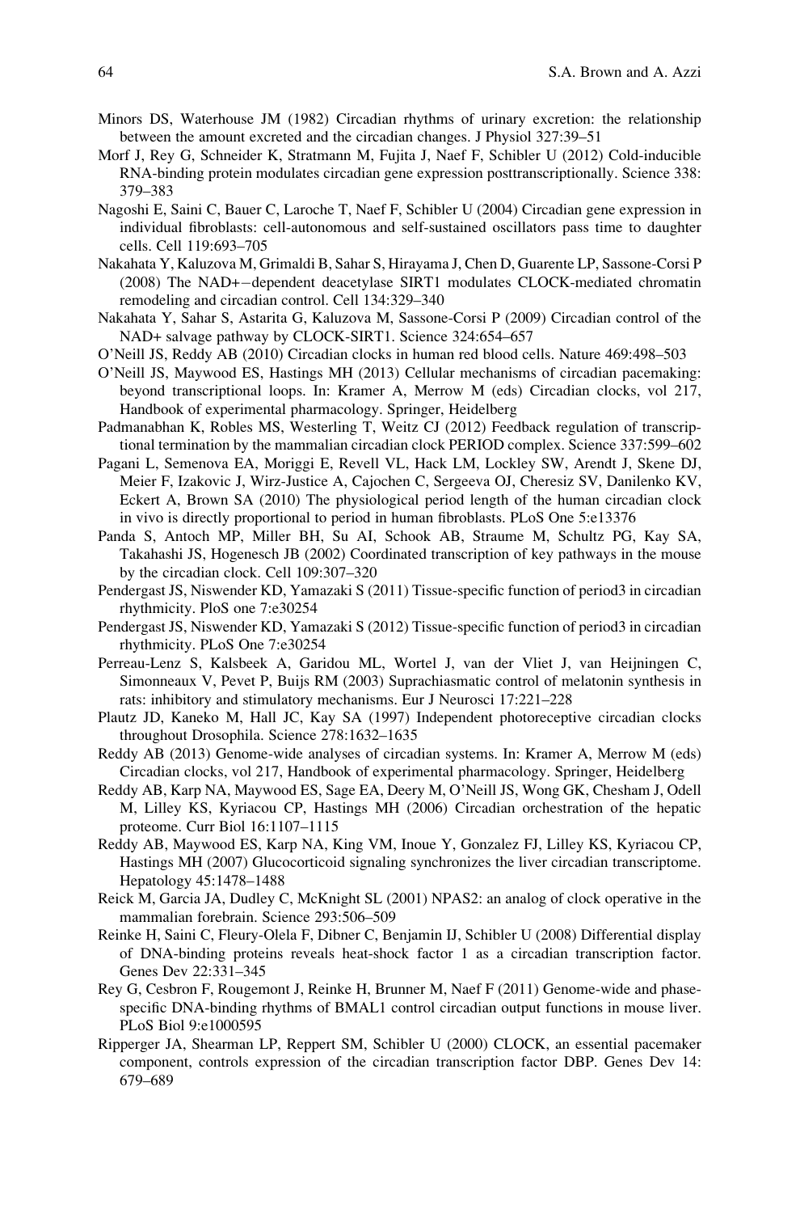Minors DS, Waterhouse JM (1982) Circadian rhythms of urinary excretion: the relationship between the amount excreted and the circadian changes. J Physiol 327:39–51

Morf J, Rey G, Schneider K, Stratmann M, Fujita J, Naef F, Schibler U (2012) Cold-inducible RNA-binding protein modulates circadian gene expression posttranscriptionally. Science 338: 379–383

Nagoshi E, Saini C, Bauer C, Laroche T, Naef F, Schibler U (2004) Circadian gene expression in individual fibroblasts: cell-autonomous and self-sustained oscillators pass time to daughter cells. Cell 119:693–705

Nakahata Y, Kaluzova M, Grimaldi B, Sahar S, Hirayama J, Chen D, Guarente LP, Sassone-Corsi P (2008) The NAD+−dependent deacetylase SIRT1 modulates CLOCK-mediated chromatin remodeling and circadian control. Cell 134:329–340

Nakahata Y, Sahar S, Astarita G, Kaluzova M, Sassone-Corsi P (2009) Circadian control of the NAD+ salvage pathway by CLOCK-SIRT1. Science 324:654–657

O'Neill JS, Reddy AB (2010) Circadian clocks in human red blood cells. Nature 469:498–503

O'Neill JS, Maywood ES, Hastings MH (2013) Cellular mechanisms of circadian pacemaking: beyond transcriptional loops. In: Kramer A, Merrow M (eds) Circadian clocks, vol 217, Handbook of experimental pharmacology. Springer, Heidelberg

Padmanabhan K, Robles MS, Westerling T, Weitz CJ (2012) Feedback regulation of transcriptional termination by the mammalian circadian clock PERIOD complex. Science 337:599–602

Pagani L, Semenova EA, Moriggi E, Revell VL, Hack LM, Lockley SW, Arendt J, Skene DJ, Meier F, Izakovic J, Wirz-Justice A, Cajochen C, Sergeeva OJ, Cheresiz SV, Danilenko KV, Eckert A, Brown SA (2010) The physiological period length of the human circadian clock in vivo is directly proportional to period in human fibroblasts. PLoS One 5:e13376

Panda S, Antoch MP, Miller BH, Su AI, Schook AB, Straume M, Schultz PG, Kay SA, Takahashi JS, Hogenesch JB (2002) Coordinated transcription of key pathways in the mouse by the circadian clock. Cell 109:307–320

Pendergast JS, Niswender KD, Yamazaki S (2011) Tissue-specific function of period3 in circadian rhythmicity. PloS one 7:e30254

Pendergast JS, Niswender KD, Yamazaki S (2012) Tissue-specific function of period3 in circadian rhythmicity. PLoS One 7:e30254

Perreau-Lenz S, Kalsbeek A, Garidou ML, Wortel J, van der Vliet J, van Heijningen C, Simonneaux V, Pevet P, Buijs RM (2003) Suprachiasmatic control of melatonin synthesis in rats: inhibitory and stimulatory mechanisms. Eur J Neurosci 17:221–228

Plautz JD, Kaneko M, Hall JC, Kay SA (1997) Independent photoreceptive circadian clocks throughout Drosophila. Science 278:1632–1635

Reddy AB (2013) Genome-wide analyses of circadian systems. In: Kramer A, Merrow M (eds) Circadian clocks, vol 217, Handbook of experimental pharmacology. Springer, Heidelberg

Reddy AB, Karp NA, Maywood ES, Sage EA, Deery M, O'Neill JS, Wong GK, Chesham J, Odell M, Lilley KS, Kyriacou CP, Hastings MH (2006) Circadian orchestration of the hepatic proteome. Curr Biol 16:1107–1115

Reddy AB, Maywood ES, Karp NA, King VM, Inoue Y, Gonzalez FJ, Lilley KS, Kyriacou CP, Hastings MH (2007) Glucocorticoid signaling synchronizes the liver circadian transcriptome. Hepatology 45:1478–1488

Reick M, Garcia JA, Dudley C, McKnight SL (2001) NPAS2: an analog of clock operative in the mammalian forebrain. Science 293:506–509

Reinke H, Saini C, Fleury-Olela F, Dibner C, Benjamin IJ, Schibler U (2008) Differential display of DNA-binding proteins reveals heat-shock factor 1 as a circadian transcription factor. Genes Dev 22:331–345

Rey G, Cesbron F, Rougemont J, Reinke H, Brunner M, Naef F (2011) Genome-wide and phase-specific DNA-binding rhythms of BMAL1 control circadian output functions in mouse liver. PLoS Biol 9:e1000595

Ripperger JA, Shearman LP, Reppert SM, Schibler U (2000) CLOCK, an essential pacemaker component, controls expression of the circadian transcription factor DBP. Genes Dev 14: 679–689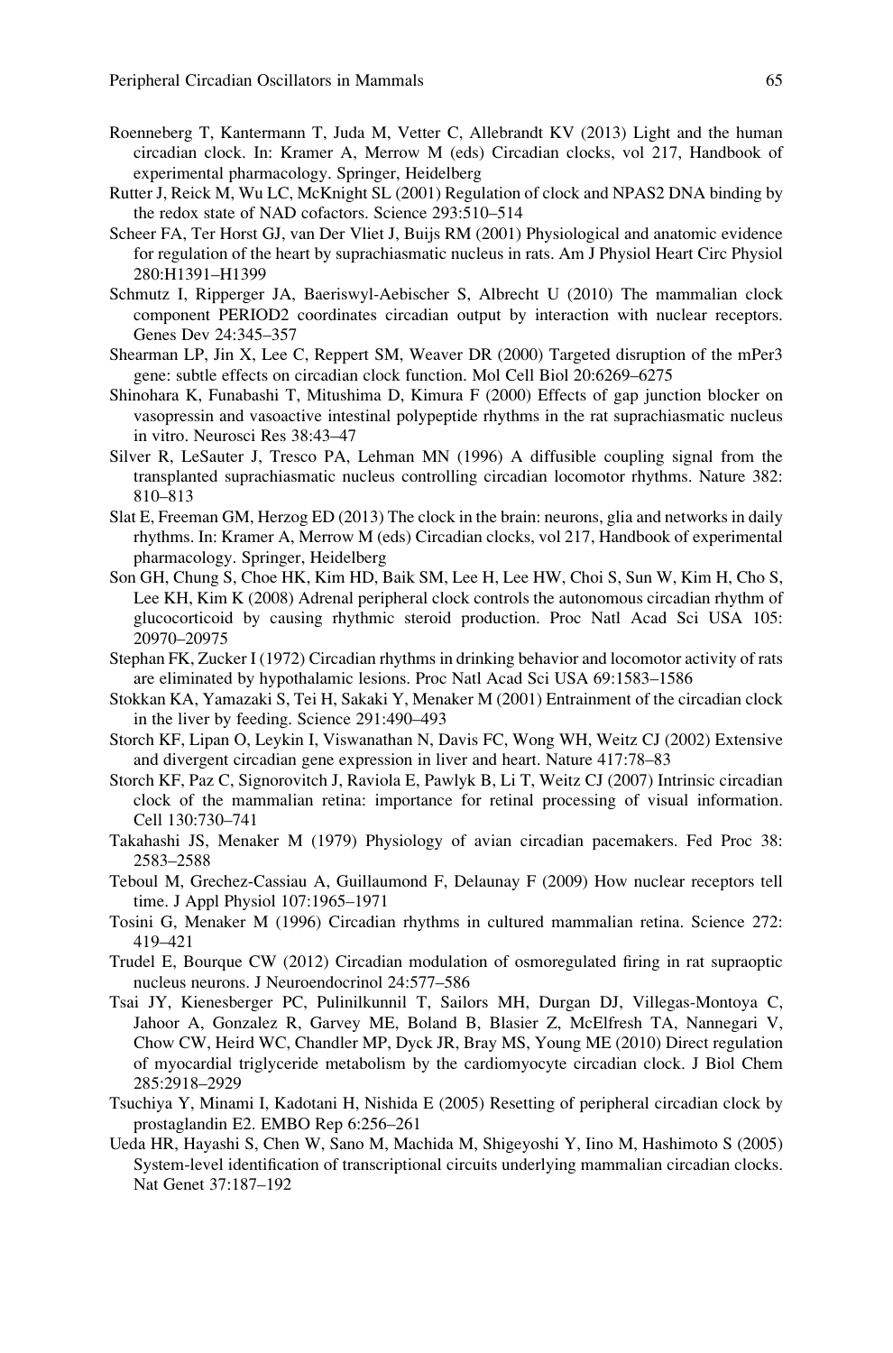Roenneberg T, Kantermann T, Juda M, Vetter C, Allebrandt KV (2013) Light and the human circadian clock. In: Kramer A, Merrow M (eds) Circadian clocks, vol 217, Handbook of experimental pharmacology. Springer, Heidelberg

Rutter J, Reick M, Wu LC, McKnight SL (2001) Regulation of clock and NPAS2 DNA binding by the redox state of NAD cofactors. Science 293:510–514

Scheer FA, Ter Horst GJ, van Der Vliet J, Buijs RM (2001) Physiological and anatomic evidence for regulation of the heart by suprachiasmatic nucleus in rats. Am J Physiol Heart Circ Physiol 280:H1391–H1399

Schmutz I, Ripperger JA, Baeriswyl-Aebischer S, Albrecht U (2010) The mammalian clock component PERIOD2 coordinates circadian output by interaction with nuclear receptors. Genes Dev 24:345–357

Shearman LP, Jin X, Lee C, Reppert SM, Weaver DR (2000) Targeted disruption of the mPer3 gene: subtle effects on circadian clock function. Mol Cell Biol 20:6269–6275

Shinohara K, Funabashi T, Mitushima D, Kimura F (2000) Effects of gap junction blocker on vasopressin and vasoactive intestinal polypeptide rhythms in the rat suprachiasmatic nucleus in vitro. Neurosci Res 38:43–47

Silver R, LeSauter J, Tresco PA, Lehman MN (1996) A diffusible coupling signal from the transplanted suprachiasmatic nucleus controlling circadian locomotor rhythms. Nature 382: 810–813

Slat E, Freeman GM, Herzog ED (2013) The clock in the brain: neurons, glia and networks in daily rhythms. In: Kramer A, Merrow M (eds) Circadian clocks, vol 217, Handbook of experimental pharmacology. Springer, Heidelberg

Son GH, Chung S, Choe HK, Kim HD, Baik SM, Lee H, Lee HW, Choi S, Sun W, Kim H, Cho S, Lee KH, Kim K (2008) Adrenal peripheral clock controls the autonomous circadian rhythm of glucocorticoid by causing rhythmic steroid production. Proc Natl Acad Sci USA 105: 20970–20975

Stephan FK, Zucker I (1972) Circadian rhythms in drinking behavior and locomotor activity of rats are eliminated by hypothalamic lesions. Proc Natl Acad Sci USA 69:1583–1586

Stokkan KA, Yamazaki S, Tei H, Sakaki Y, Menaker M (2001) Entrainment of the circadian clock in the liver by feeding. Science 291:490–493

Storch KF, Lipan O, Leykin I, Viswanathan N, Davis FC, Wong WH, Weitz CJ (2002) Extensive and divergent circadian gene expression in liver and heart. Nature 417:78–83

Storch KF, Paz C, Signorovitch J, Raviola E, Pawlyk B, Li T, Weitz CJ (2007) Intrinsic circadian clock of the mammalian retina: importance for retinal processing of visual information. Cell 130:730–741

Takahashi JS, Menaker M (1979) Physiology of avian circadian pacemakers. Fed Proc 38: 2583–2588

Teboul M, Grechez-Cassiau A, Guillaumond F, Delaunay F (2009) How nuclear receptors tell time. J Appl Physiol 107:1965–1971

Tosini G, Menaker M (1996) Circadian rhythms in cultured mammalian retina. Science 272: 419–421

Trudel E, Bourque CW (2012) Circadian modulation of osmoregulated firing in rat supraoptic nucleus neurons. J Neuroendocrinol 24:577–586

Tsai JY, Kienesberger PC, Pulinilkunnil T, Sailors MH, Durgan DJ, Villegas-Montoya C, Jahoor A, Gonzalez R, Garvey ME, Boland B, Blasier Z, McElfresh TA, Nannegari V, Chow CW, Heird WC, Chandler MP, Dyck JR, Bray MS, Young ME (2010) Direct regulation of myocardial triglyceride metabolism by the cardiomyocyte circadian clock. J Biol Chem 285:2918–2929

Tsuchiya Y, Minami I, Kadotani H, Nishida E (2005) Resetting of peripheral circadian clock by prostaglandin E2. EMBO Rep 6:256–261

Ueda HR, Hayashi S, Chen W, Sano M, Machida M, Shigeyoshi Y, Iino M, Hashimoto S (2005) System-level identification of transcriptional circuits underlying mammalian circadian clocks. Nat Genet 37:187–192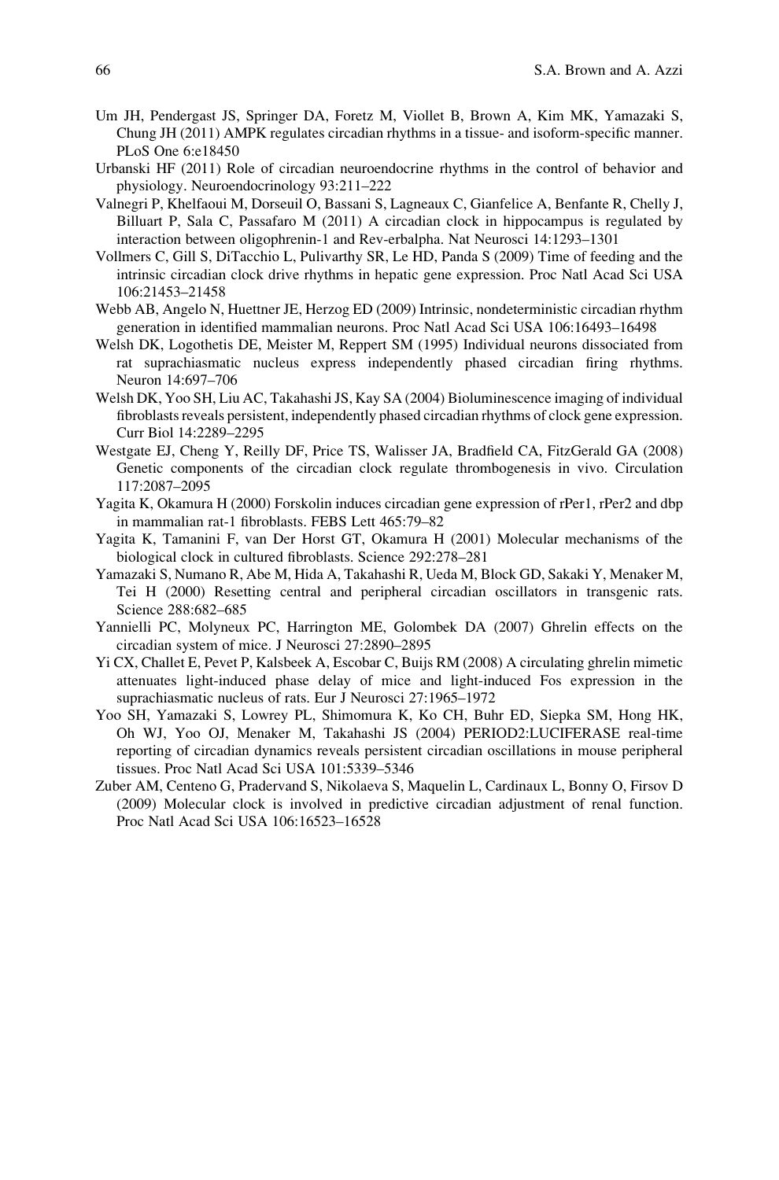Um JH, Pendergast JS, Springer DA, Foretz M, Viollet B, Brown A, Kim MK, Yamazaki S, Chung JH (2011) AMPK regulates circadian rhythms in a tissue- and isoform-specific manner. PLoS One 6:e18450

Urbanski HF (2011) Role of circadian neuroendocrine rhythms in the control of behavior and physiology. Neuroendocrinology 93:211–222

Valnegri P, Khelfaoui M, Dorseuil O, Bassani S, Lagneaux C, Gianfelice A, Benfante R, Chelly J, Billuart P, Sala C, Passafaro M (2011) A circadian clock in hippocampus is regulated by interaction between oligophrenin-1 and Rev-erbalpha. Nat Neurosci 14:1293–1301

Vollmers C, Gill S, DiTacchio L, Pulivarthy SR, Le HD, Panda S (2009) Time of feeding and the intrinsic circadian clock drive rhythms in hepatic gene expression. Proc Natl Acad Sci USA 106:21453–21458

Webb AB, Angelo N, Huettner JE, Herzog ED (2009) Intrinsic, nondeterministic circadian rhythm generation in identified mammalian neurons. Proc Natl Acad Sci USA 106:16493–16498

Welsh DK, Logothetis DE, Meister M, Reppert SM (1995) Individual neurons dissociated from rat suprachiasmatic nucleus express independently phased circadian firing rhythms. Neuron 14:697–706

Welsh DK, Yoo SH, Liu AC, Takahashi JS, Kay SA (2004) Bioluminescence imaging of individual fibroblasts reveals persistent, independently phased circadian rhythms of clock gene expression. Curr Biol 14:2289–2295

Westgate EJ, Cheng Y, Reilly DF, Price TS, Walisser JA, Bradfield CA, FitzGerald GA (2008) Genetic components of the circadian clock regulate thrombogenesis in vivo. Circulation 117:2087–2095

Yagita K, Okamura H (2000) Forskolin induces circadian gene expression of rPer1, rPer2 and dbp in mammalian rat-1 fibroblasts. FEBS Lett 465:79–82

Yagita K, Tamanini F, van Der Horst GT, Okamura H (2001) Molecular mechanisms of the biological clock in cultured fibroblasts. Science 292:278–281

Yamazaki S, Numano R, Abe M, Hida A, Takahashi R, Ueda M, Block GD, Sakaki Y, Menaker M, Tei H (2000) Resetting central and peripheral circadian oscillators in transgenic rats. Science 288:682–685

Yannielli PC, Molyneux PC, Harrington ME, Golombek DA (2007) Ghrelin effects on the circadian system of mice. J Neurosci 27:2890–2895

Yi CX, Challet E, Pevet P, Kalsbeek A, Escobar C, Buijs RM (2008) A circulating ghrelin mimetic attenuates light-induced phase delay of mice and light-induced Fos expression in the suprachiasmatic nucleus of rats. Eur J Neurosci 27:1965–1972

Yoo SH, Yamazaki S, Lowrey PL, Shimomura K, Ko CH, Buhr ED, Siepka SM, Hong HK, Oh WJ, Yoo OJ, Menaker M, Takahashi JS (2004) PERIOD2:LUCIFERASE real-time reporting of circadian dynamics reveals persistent circadian oscillations in mouse peripheral tissues. Proc Natl Acad Sci USA 101:5339–5346

Zuber AM, Centeno G, Pradervand S, Nikolaeva S, Maquelin L, Cardinaux L, Bonny O, Firsov D (2009) Molecular clock is involved in predictive circadian adjustment of renal function. Proc Natl Acad Sci USA 106:16523–16528